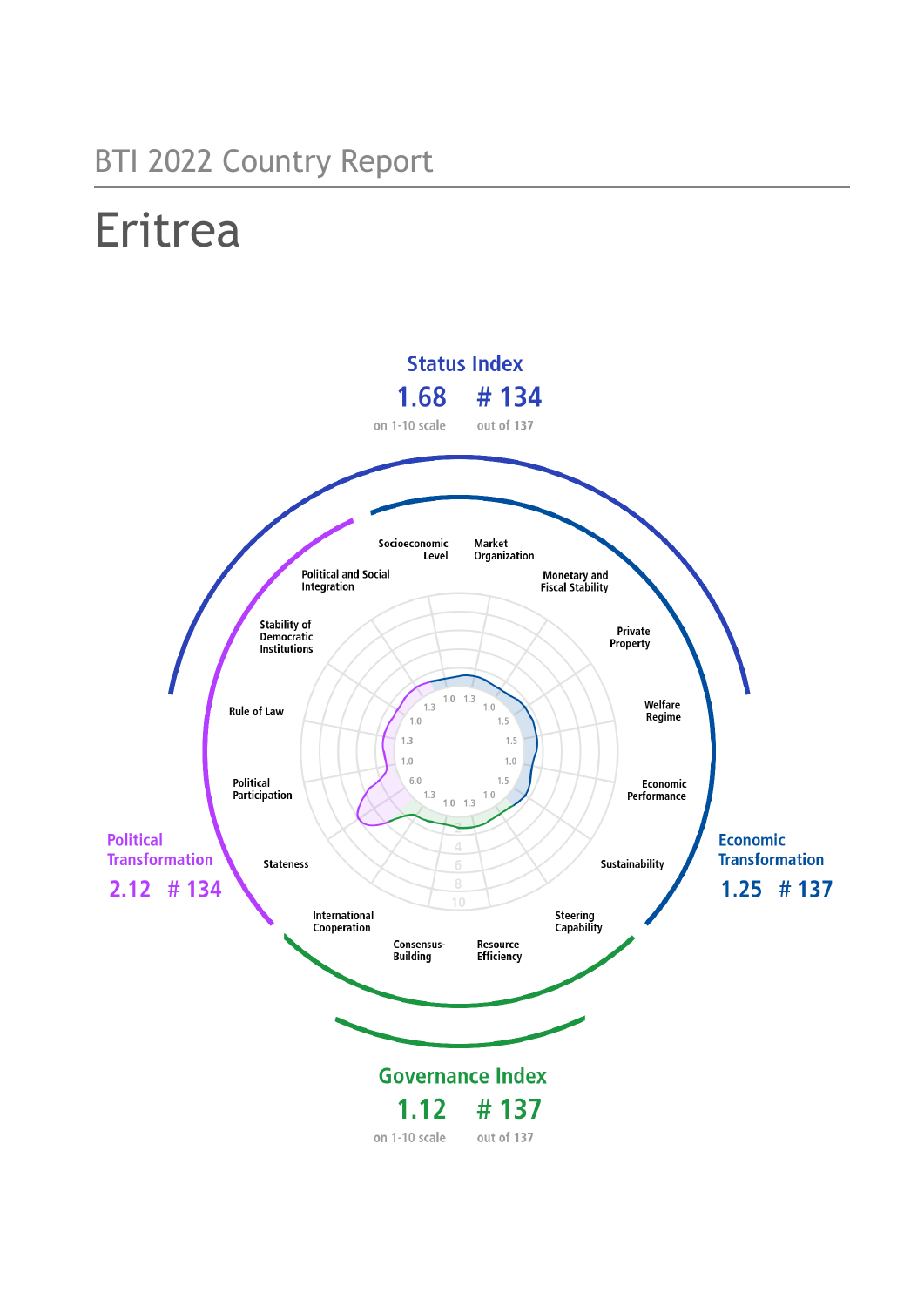BTI 2022 Country Report

# Eritrea

**Status Index**

**1.68** on 1-10 scale

**# 134** out of 137

**Political Transformation**

**2.12 # 134**

**Economic Transformation**

**1.25 # 137**

**Governance Index**

**1.12** on 1-10 scale

**# 137** out of 137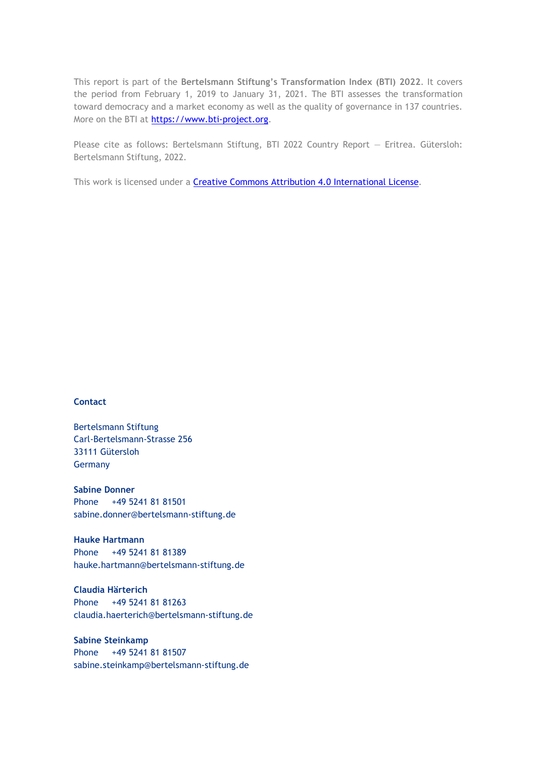This report is part of the **Bertelsmann Stiftung's Transformation Index (BTI) 2022**. It covers the period from February 1, 2019 to January 31, 2021. The BTI assesses the transformation toward democracy and a market economy as well as the quality of governance in 137 countries. More on the BTI at [https://www.bti-project.org](https://www.bti-project.org).

Please cite as follows: Bertelsmann Stiftung, BTI 2022 Country Report — Eritrea. Gütersloh: Bertelsmann Stiftung, 2022.

This work is licensed under a [Creative Commons Attribution 4.0 International License](https://creativecommons.org/licenses/by/4.0/).

**Contact**

Bertelsmann Stiftung
Carl-Bertelsmann-Strasse 256
33111 Gütersloh
Germany

**Sabine Donner**
Phone +49 5241 81 81501
sabine.donner@bertelsmann-stiftung.de

**Hauke Hartmann**
Phone +49 5241 81 81389
hauke.hartmann@bertelsmann-stiftung.de

**Claudia Härterich**
Phone +49 5241 81 81263
claudia.haerterich@bertelsmann-stiftung.de

**Sabine Steinkamp**
Phone +49 5241 81 81507
sabine.steinkamp@bertelsmann-stiftung.de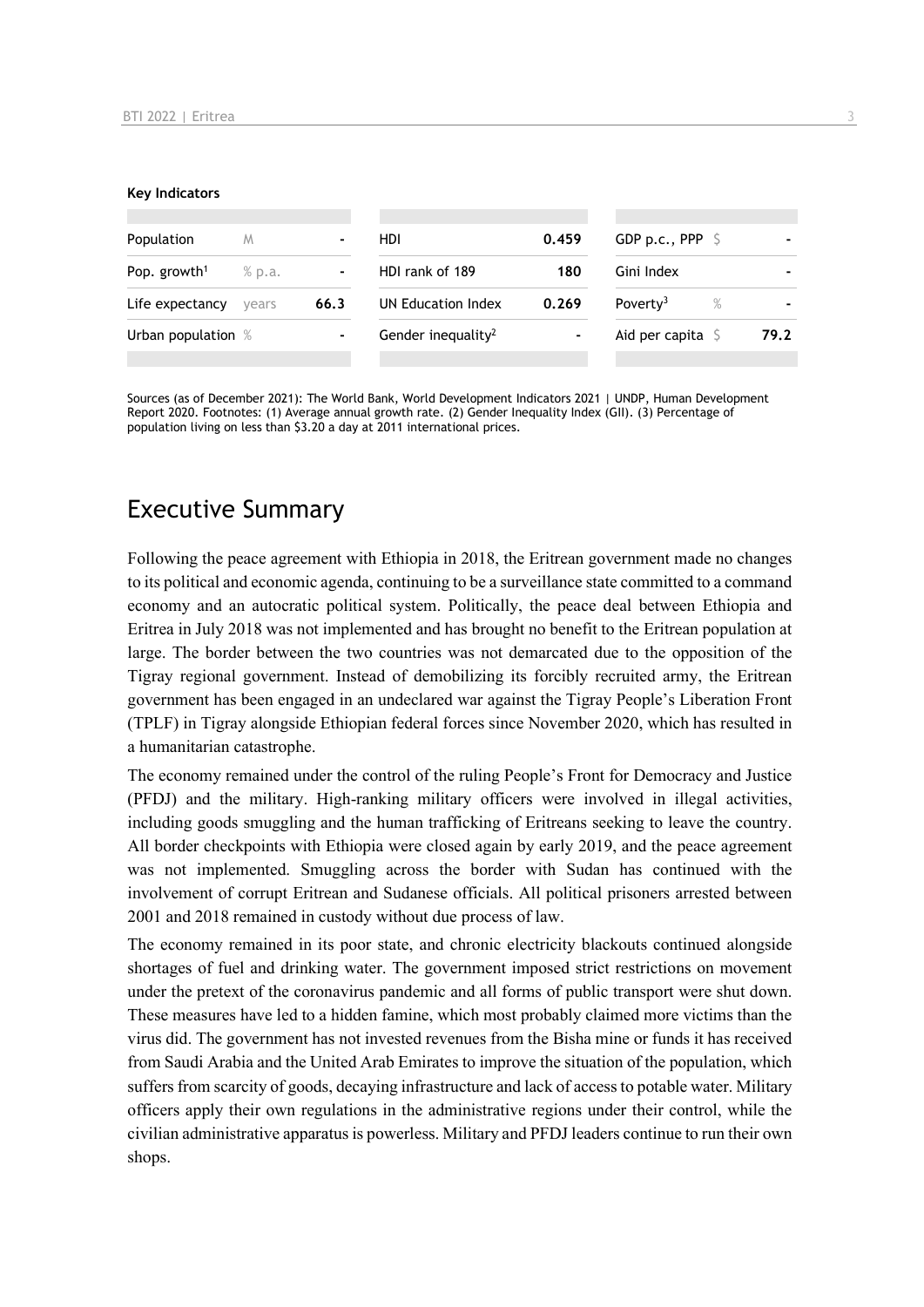**Key Indicators**

| Population | M | - | HDI | 0.459 | GDP p.c., PPP | $ | - |
|---|---|---|---|---|---|---|---|
| Pop. growth[1] | % p.a. | - | HDI rank of 189 | 180 | Gini Index | | - |
| Life expectancy | years | 66.3 | UN Education Index | 0.269 | Poverty[3] | % | - |
| Urban population | % | - | Gender inequality[2] | - | Aid per capita | $ | 79.2 |

Sources (as of December 2021): The World Bank, World Development Indicators 2021 | UNDP, Human Development Report 2020. Footnotes: (1) Average annual growth rate. (2) Gender Inequality Index (GII). (3) Percentage of population living on less than $3.20 a day at 2011 international prices.

# Executive Summary

Following the peace agreement with Ethiopia in 2018, the Eritrean government made no changes to its political and economic agenda, continuing to be a surveillance state committed to a command economy and an autocratic political system. Politically, the peace deal between Ethiopia and Eritrea in July 2018 was not implemented and has brought no benefit to the Eritrean population at large. The border between the two countries was not demarcated due to the opposition of the Tigray regional government. Instead of demobilizing its forcibly recruited army, the Eritrean government has been engaged in an undeclared war against the Tigray People's Liberation Front (TPLF) in Tigray alongside Ethiopian federal forces since November 2020, which has resulted in a humanitarian catastrophe.

The economy remained under the control of the ruling People's Front for Democracy and Justice (PFDJ) and the military. High-ranking military officers were involved in illegal activities, including goods smuggling and the human trafficking of Eritreans seeking to leave the country. All border checkpoints with Ethiopia were closed again by early 2019, and the peace agreement was not implemented. Smuggling across the border with Sudan has continued with the involvement of corrupt Eritrean and Sudanese officials. All political prisoners arrested between 2001 and 2018 remained in custody without due process of law.

The economy remained in its poor state, and chronic electricity blackouts continued alongside shortages of fuel and drinking water. The government imposed strict restrictions on movement under the pretext of the coronavirus pandemic and all forms of public transport were shut down. These measures have led to a hidden famine, which most probably claimed more victims than the virus did. The government has not invested revenues from the Bisha mine or funds it has received from Saudi Arabia and the United Arab Emirates to improve the situation of the population, which suffers from scarcity of goods, decaying infrastructure and lack of access to potable water. Military officers apply their own regulations in the administrative regions under their control, while the civilian administrative apparatus is powerless. Military and PFDJ leaders continue to run their own shops.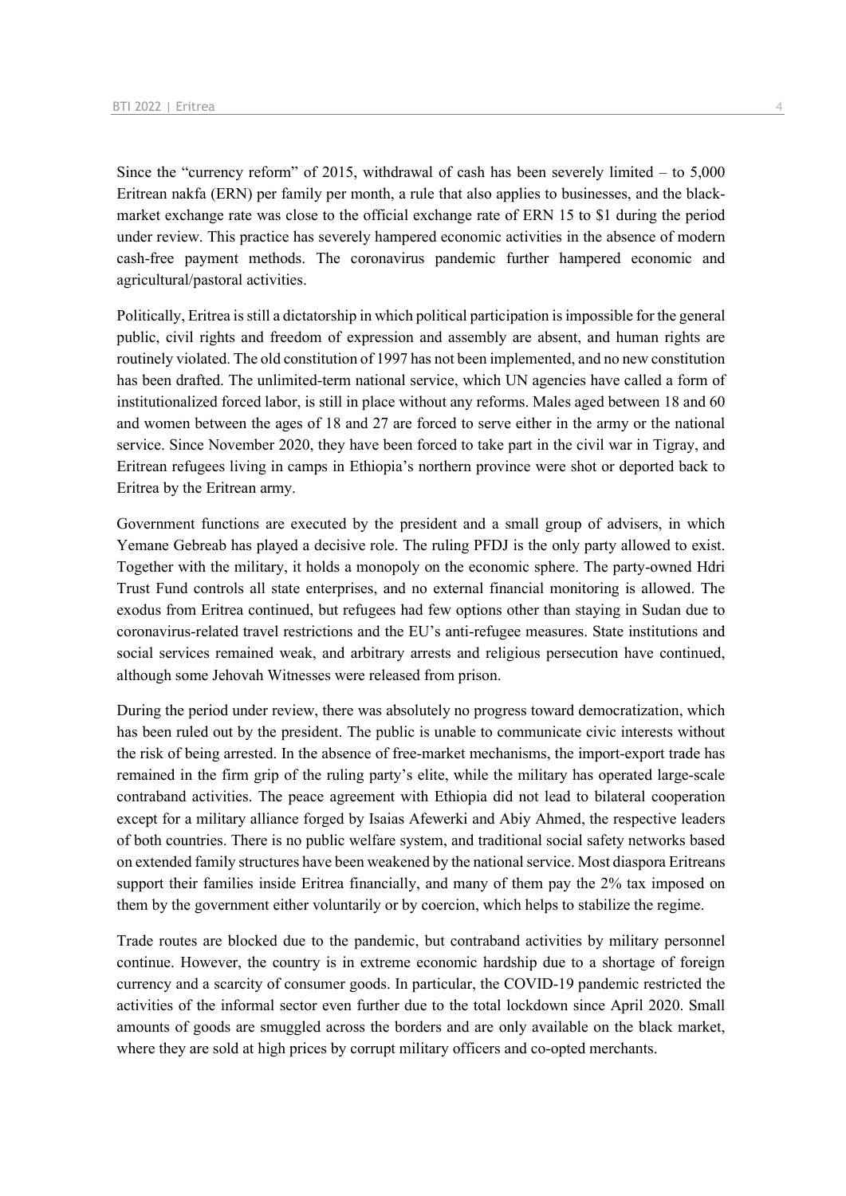Since the "currency reform" of 2015, withdrawal of cash has been severely limited – to 5,000 Eritrean nakfa (ERN) per family per month, a rule that also applies to businesses, and the black-market exchange rate was close to the official exchange rate of ERN 15 to $1 during the period under review. This practice has severely hampered economic activities in the absence of modern cash-free payment methods. The coronavirus pandemic further hampered economic and agricultural/pastoral activities.

Politically, Eritrea is still a dictatorship in which political participation is impossible for the general public, civil rights and freedom of expression and assembly are absent, and human rights are routinely violated. The old constitution of 1997 has not been implemented, and no new constitution has been drafted. The unlimited-term national service, which UN agencies have called a form of institutionalized forced labor, is still in place without any reforms. Males aged between 18 and 60 and women between the ages of 18 and 27 are forced to serve either in the army or the national service. Since November 2020, they have been forced to take part in the civil war in Tigray, and Eritrean refugees living in camps in Ethiopia's northern province were shot or deported back to Eritrea by the Eritrean army.

Government functions are executed by the president and a small group of advisers, in which Yemane Gebreab has played a decisive role. The ruling PFDJ is the only party allowed to exist. Together with the military, it holds a monopoly on the economic sphere. The party-owned Hdri Trust Fund controls all state enterprises, and no external financial monitoring is allowed. The exodus from Eritrea continued, but refugees had few options other than staying in Sudan due to coronavirus-related travel restrictions and the EU's anti-refugee measures. State institutions and social services remained weak, and arbitrary arrests and religious persecution have continued, although some Jehovah Witnesses were released from prison.

During the period under review, there was absolutely no progress toward democratization, which has been ruled out by the president. The public is unable to communicate civic interests without the risk of being arrested. In the absence of free-market mechanisms, the import-export trade has remained in the firm grip of the ruling party's elite, while the military has operated large-scale contraband activities. The peace agreement with Ethiopia did not lead to bilateral cooperation except for a military alliance forged by Isaias Afewerki and Abiy Ahmed, the respective leaders of both countries. There is no public welfare system, and traditional social safety networks based on extended family structures have been weakened by the national service. Most diaspora Eritreans support their families inside Eritrea financially, and many of them pay the 2% tax imposed on them by the government either voluntarily or by coercion, which helps to stabilize the regime.

Trade routes are blocked due to the pandemic, but contraband activities by military personnel continue. However, the country is in extreme economic hardship due to a shortage of foreign currency and a scarcity of consumer goods. In particular, the COVID-19 pandemic restricted the activities of the informal sector even further due to the total lockdown since April 2020. Small amounts of goods are smuggled across the borders and are only available on the black market, where they are sold at high prices by corrupt military officers and co-opted merchants.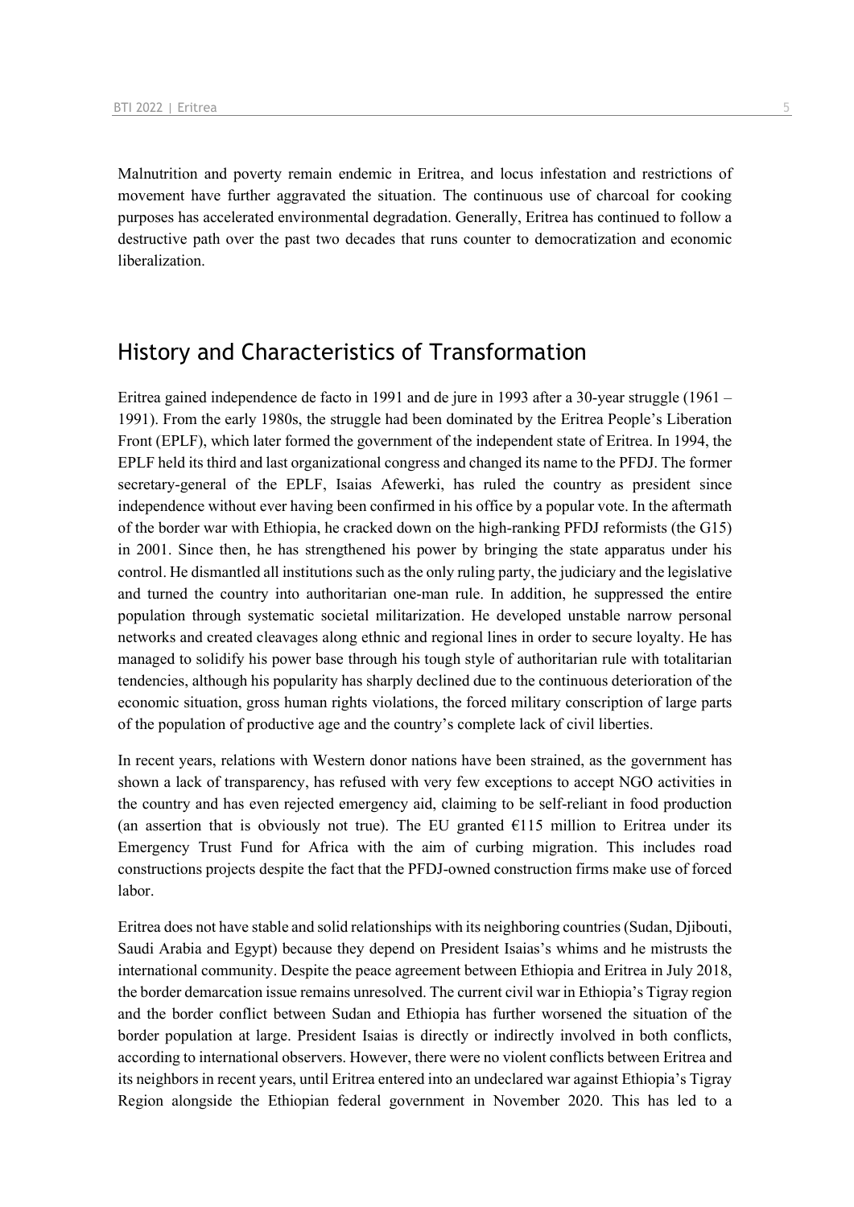Malnutrition and poverty remain endemic in Eritrea, and locus infestation and restrictions of movement have further aggravated the situation. The continuous use of charcoal for cooking purposes has accelerated environmental degradation. Generally, Eritrea has continued to follow a destructive path over the past two decades that runs counter to democratization and economic liberalization.

## History and Characteristics of Transformation

Eritrea gained independence de facto in 1991 and de jure in 1993 after a 30-year struggle (1961 – 1991). From the early 1980s, the struggle had been dominated by the Eritrea People's Liberation Front (EPLF), which later formed the government of the independent state of Eritrea. In 1994, the EPLF held its third and last organizational congress and changed its name to the PFDJ. The former secretary-general of the EPLF, Isaias Afewerki, has ruled the country as president since independence without ever having been confirmed in his office by a popular vote. In the aftermath of the border war with Ethiopia, he cracked down on the high-ranking PFDJ reformists (the G15) in 2001. Since then, he has strengthened his power by bringing the state apparatus under his control. He dismantled all institutions such as the only ruling party, the judiciary and the legislative and turned the country into authoritarian one-man rule. In addition, he suppressed the entire population through systematic societal militarization. He developed unstable narrow personal networks and created cleavages along ethnic and regional lines in order to secure loyalty. He has managed to solidify his power base through his tough style of authoritarian rule with totalitarian tendencies, although his popularity has sharply declined due to the continuous deterioration of the economic situation, gross human rights violations, the forced military conscription of large parts of the population of productive age and the country's complete lack of civil liberties.

In recent years, relations with Western donor nations have been strained, as the government has shown a lack of transparency, has refused with very few exceptions to accept NGO activities in the country and has even rejected emergency aid, claiming to be self-reliant in food production (an assertion that is obviously not true). The EU granted €115 million to Eritrea under its Emergency Trust Fund for Africa with the aim of curbing migration. This includes road constructions projects despite the fact that the PFDJ-owned construction firms make use of forced labor.

Eritrea does not have stable and solid relationships with its neighboring countries (Sudan, Djibouti, Saudi Arabia and Egypt) because they depend on President Isaias's whims and he mistrusts the international community. Despite the peace agreement between Ethiopia and Eritrea in July 2018, the border demarcation issue remains unresolved. The current civil war in Ethiopia's Tigray region and the border conflict between Sudan and Ethiopia has further worsened the situation of the border population at large. President Isaias is directly or indirectly involved in both conflicts, according to international observers. However, there were no violent conflicts between Eritrea and its neighbors in recent years, until Eritrea entered into an undeclared war against Ethiopia's Tigray Region alongside the Ethiopian federal government in November 2020. This has led to a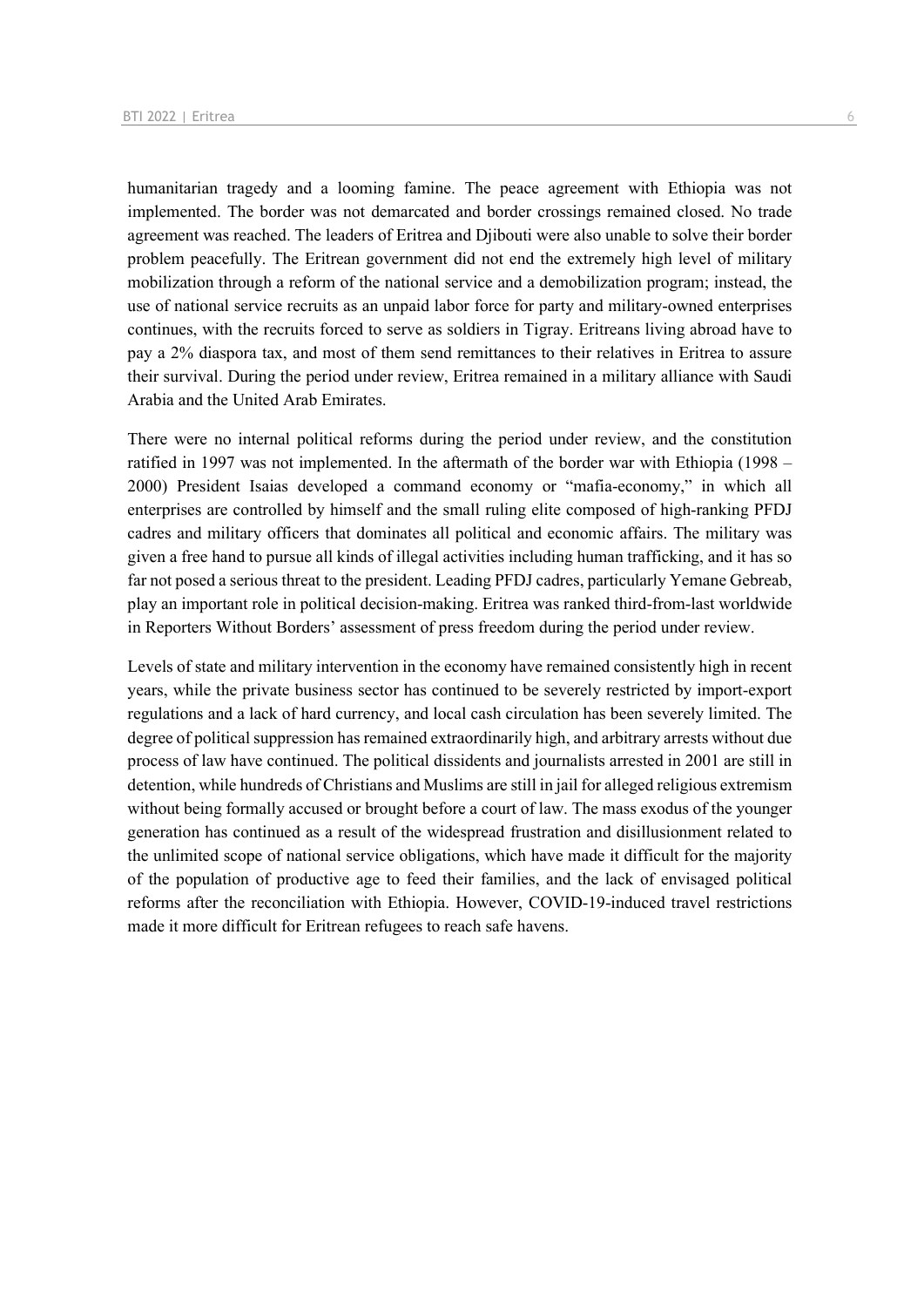humanitarian tragedy and a looming famine. The peace agreement with Ethiopia was not implemented. The border was not demarcated and border crossings remained closed. No trade agreement was reached. The leaders of Eritrea and Djibouti were also unable to solve their border problem peacefully. The Eritrean government did not end the extremely high level of military mobilization through a reform of the national service and a demobilization program; instead, the use of national service recruits as an unpaid labor force for party and military-owned enterprises continues, with the recruits forced to serve as soldiers in Tigray. Eritreans living abroad have to pay a 2% diaspora tax, and most of them send remittances to their relatives in Eritrea to assure their survival. During the period under review, Eritrea remained in a military alliance with Saudi Arabia and the United Arab Emirates.

There were no internal political reforms during the period under review, and the constitution ratified in 1997 was not implemented. In the aftermath of the border war with Ethiopia (1998 – 2000) President Isaias developed a command economy or "mafia-economy," in which all enterprises are controlled by himself and the small ruling elite composed of high-ranking PFDJ cadres and military officers that dominates all political and economic affairs. The military was given a free hand to pursue all kinds of illegal activities including human trafficking, and it has so far not posed a serious threat to the president. Leading PFDJ cadres, particularly Yemane Gebreab, play an important role in political decision-making. Eritrea was ranked third-from-last worldwide in Reporters Without Borders' assessment of press freedom during the period under review.

Levels of state and military intervention in the economy have remained consistently high in recent years, while the private business sector has continued to be severely restricted by import-export regulations and a lack of hard currency, and local cash circulation has been severely limited. The degree of political suppression has remained extraordinarily high, and arbitrary arrests without due process of law have continued. The political dissidents and journalists arrested in 2001 are still in detention, while hundreds of Christians and Muslims are still in jail for alleged religious extremism without being formally accused or brought before a court of law. The mass exodus of the younger generation has continued as a result of the widespread frustration and disillusionment related to the unlimited scope of national service obligations, which have made it difficult for the majority of the population of productive age to feed their families, and the lack of envisaged political reforms after the reconciliation with Ethiopia. However, COVID-19-induced travel restrictions made it more difficult for Eritrean refugees to reach safe havens.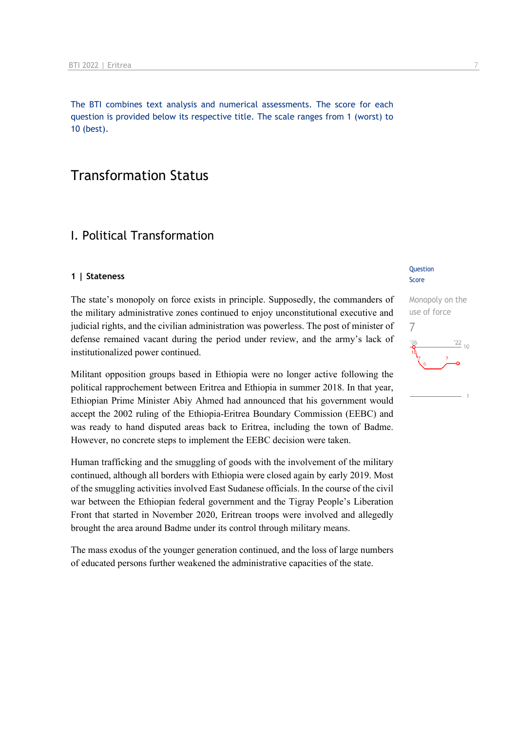The BTI combines text analysis and numerical assessments. The score for each question is provided below its respective title. The scale ranges from 1 (worst) to 10 (best).

# Transformation Status

## I. Political Transformation

### 1 | Stateness

Question Score

Monopoly on the use of force

7

The state's monopoly on force exists in principle. Supposedly, the commanders of the military administrative zones continued to enjoy unconstitutional executive and judicial rights, and the civilian administration was powerless. The post of minister of defense remained vacant during the period under review, and the army's lack of institutionalized power continued.

Militant opposition groups based in Ethiopia were no longer active following the political rapprochement between Eritrea and Ethiopia in summer 2018. In that year, Ethiopian Prime Minister Abiy Ahmed had announced that his government would accept the 2002 ruling of the Ethiopia-Eritrea Boundary Commission (EEBC) and was ready to hand disputed areas back to Eritrea, including the town of Badme. However, no concrete steps to implement the EEBC decision were taken.

Human trafficking and the smuggling of goods with the involvement of the military continued, although all borders with Ethiopia were closed again by early 2019. Most of the smuggling activities involved East Sudanese officials. In the course of the civil war between the Ethiopian federal government and the Tigray People's Liberation Front that started in November 2020, Eritrean troops were involved and allegedly brought the area around Badme under its control through military means.

The mass exodus of the younger generation continued, and the loss of large numbers of educated persons further weakened the administrative capacities of the state.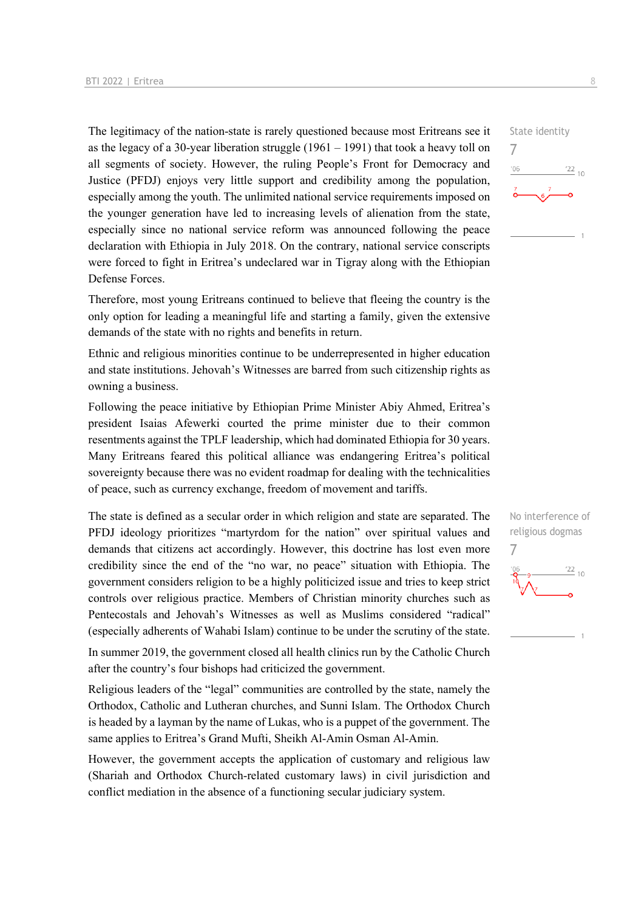The legitimacy of the nation-state is rarely questioned because most Eritreans see it as the legacy of a 30-year liberation struggle (1961 – 1991) that took a heavy toll on all segments of society. However, the ruling People's Front for Democracy and Justice (PFDJ) enjoys very little support and credibility among the population, especially among the youth. The unlimited national service requirements imposed on the younger generation have led to increasing levels of alienation from the state, especially since no national service reform was announced following the peace declaration with Ethiopia in July 2018. On the contrary, national service conscripts were forced to fight in Eritrea's undeclared war in Tigray along with the Ethiopian Defense Forces.

State identity
7

Therefore, most young Eritreans continued to believe that fleeing the country is the only option for leading a meaningful life and starting a family, given the extensive demands of the state with no rights and benefits in return.

Ethnic and religious minorities continue to be underrepresented in higher education and state institutions. Jehovah's Witnesses are barred from such citizenship rights as owning a business.

Following the peace initiative by Ethiopian Prime Minister Abiy Ahmed, Eritrea's president Isaias Afewerki courted the prime minister due to their common resentments against the TPLF leadership, which had dominated Ethiopia for 30 years. Many Eritreans feared this political alliance was endangering Eritrea's political sovereignty because there was no evident roadmap for dealing with the technicalities of peace, such as currency exchange, freedom of movement and tariffs.

The state is defined as a secular order in which religion and state are separated. The PFDJ ideology prioritizes "martyrdom for the nation" over spiritual values and demands that citizens act accordingly. However, this doctrine has lost even more credibility since the end of the "no war, no peace" situation with Ethiopia. The government considers religion to be a highly politicized issue and tries to keep strict controls over religious practice. Members of Christian minority churches such as Pentecostals and Jehovah's Witnesses as well as Muslims considered "radical" (especially adherents of Wahabi Islam) continue to be under the scrutiny of the state.

No interference of religious dogmas
7

In summer 2019, the government closed all health clinics run by the Catholic Church after the country's four bishops had criticized the government.

Religious leaders of the "legal" communities are controlled by the state, namely the Orthodox, Catholic and Lutheran churches, and Sunni Islam. The Orthodox Church is headed by a layman by the name of Lukas, who is a puppet of the government. The same applies to Eritrea's Grand Mufti, Sheikh Al-Amin Osman Al-Amin.

However, the government accepts the application of customary and religious law (Shariah and Orthodox Church-related customary laws) in civil jurisdiction and conflict mediation in the absence of a functioning secular judiciary system.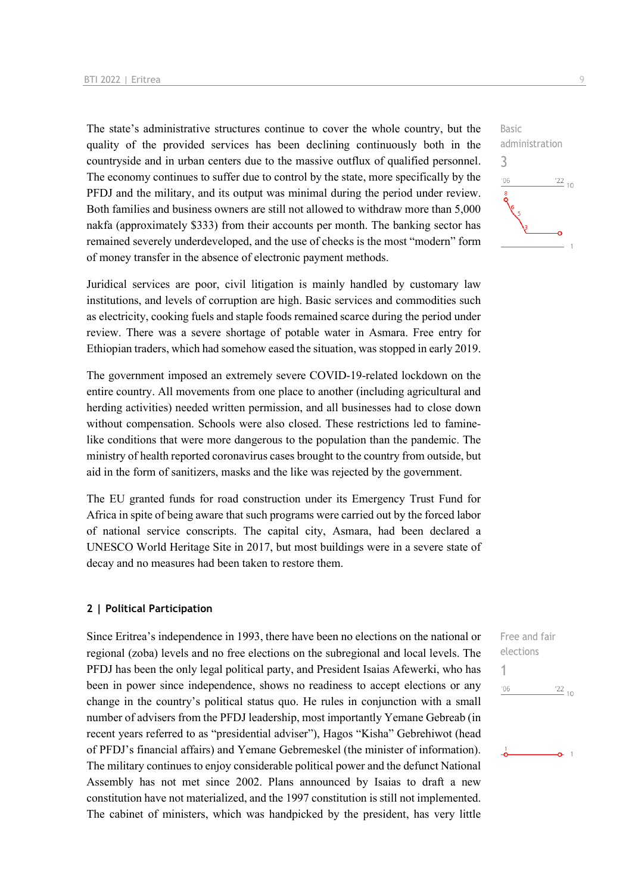The state's administrative structures continue to cover the whole country, but the quality of the provided services has been declining continuously both in the countryside and in urban centers due to the massive outflux of qualified personnel. The economy continues to suffer due to control by the state, more specifically by the PFDJ and the military, and its output was minimal during the period under review. Both families and business owners are still not allowed to withdraw more than 5,000 nakfa (approximately $333) from their accounts per month. The banking sector has remained severely underdeveloped, and the use of checks is the most "modern" form of money transfer in the absence of electronic payment methods.

Basic administration
3

Juridical services are poor, civil litigation is mainly handled by customary law institutions, and levels of corruption are high. Basic services and commodities such as electricity, cooking fuels and staple foods remained scarce during the period under review. There was a severe shortage of potable water in Asmara. Free entry for Ethiopian traders, which had somehow eased the situation, was stopped in early 2019.

The government imposed an extremely severe COVID-19-related lockdown on the entire country. All movements from one place to another (including agricultural and herding activities) needed written permission, and all businesses had to close down without compensation. Schools were also closed. These restrictions led to famine-like conditions that were more dangerous to the population than the pandemic. The ministry of health reported coronavirus cases brought to the country from outside, but aid in the form of sanitizers, masks and the like was rejected by the government.

The EU granted funds for road construction under its Emergency Trust Fund for Africa in spite of being aware that such programs were carried out by the forced labor of national service conscripts. The capital city, Asmara, had been declared a UNESCO World Heritage Site in 2017, but most buildings were in a severe state of decay and no measures had been taken to restore them.

## 2 | Political Participation

Free and fair elections
1

Since Eritrea's independence in 1993, there have been no elections on the national or regional (zoba) levels and no free elections on the subregional and local levels. The PFDJ has been the only legal political party, and President Isaias Afewerki, who has been in power since independence, shows no readiness to accept elections or any change in the country's political status quo. He rules in conjunction with a small number of advisers from the PFDJ leadership, most importantly Yemane Gebreab (in recent years referred to as "presidential adviser"), Hagos "Kisha" Gebrehiwot (head of PFDJ's financial affairs) and Yemane Gebremeskel (the minister of information). The military continues to enjoy considerable political power and the defunct National Assembly has not met since 2002. Plans announced by Isaias to draft a new constitution have not materialized, and the 1997 constitution is still not implemented. The cabinet of ministers, which was handpicked by the president, has very little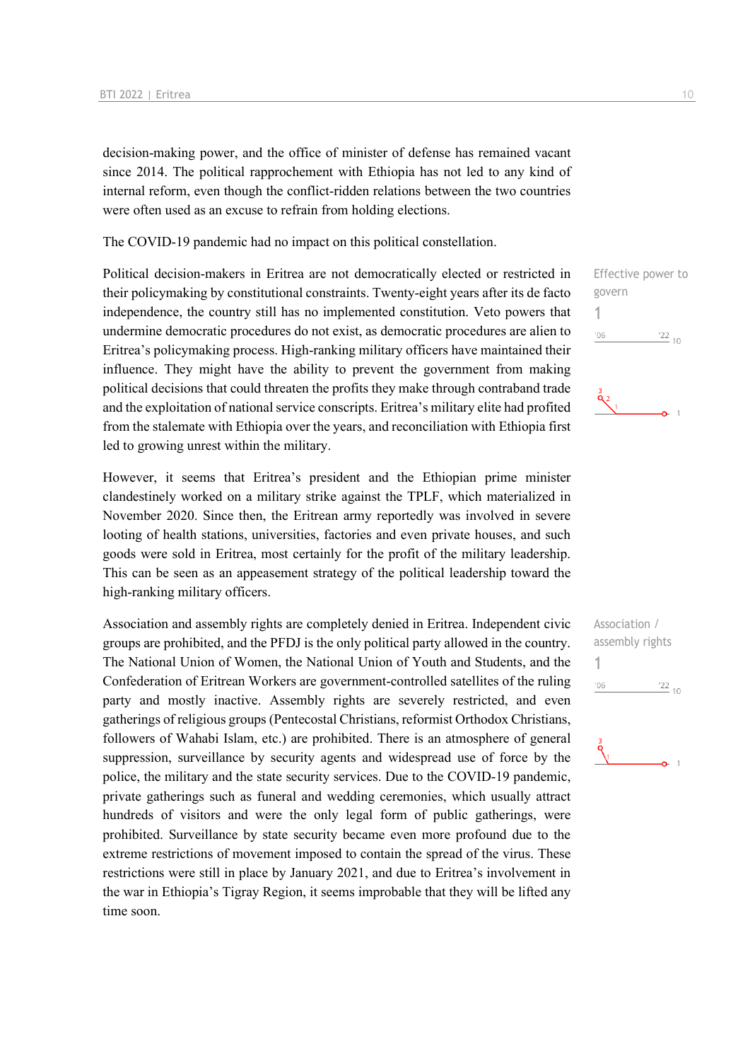decision-making power, and the office of minister of defense has remained vacant since 2014. The political rapprochement with Ethiopia has not led to any kind of internal reform, even though the conflict-ridden relations between the two countries were often used as an excuse to refrain from holding elections.

The COVID-19 pandemic had no impact on this political constellation.

Effective power to govern
1

Political decision-makers in Eritrea are not democratically elected or restricted in their policymaking by constitutional constraints. Twenty-eight years after its de facto independence, the country still has no implemented constitution. Veto powers that undermine democratic procedures do not exist, as democratic procedures are alien to Eritrea's policymaking process. High-ranking military officers have maintained their influence. They might have the ability to prevent the government from making political decisions that could threaten the profits they make through contraband trade and the exploitation of national service conscripts. Eritrea's military elite had profited from the stalemate with Ethiopia over the years, and reconciliation with Ethiopia first led to growing unrest within the military.

However, it seems that Eritrea's president and the Ethiopian prime minister clandestinely worked on a military strike against the TPLF, which materialized in November 2020. Since then, the Eritrean army reportedly was involved in severe looting of health stations, universities, factories and even private houses, and such goods were sold in Eritrea, most certainly for the profit of the military leadership. This can be seen as an appeasement strategy of the political leadership toward the high-ranking military officers.

Association / assembly rights
1

Association and assembly rights are completely denied in Eritrea. Independent civic groups are prohibited, and the PFDJ is the only political party allowed in the country. The National Union of Women, the National Union of Youth and Students, and the Confederation of Eritrean Workers are government-controlled satellites of the ruling party and mostly inactive. Assembly rights are severely restricted, and even gatherings of religious groups (Pentecostal Christians, reformist Orthodox Christians, followers of Wahabi Islam, etc.) are prohibited. There is an atmosphere of general suppression, surveillance by security agents and widespread use of force by the police, the military and the state security services. Due to the COVID-19 pandemic, private gatherings such as funeral and wedding ceremonies, which usually attract hundreds of visitors and were the only legal form of public gatherings, were prohibited. Surveillance by state security became even more profound due to the extreme restrictions of movement imposed to contain the spread of the virus. These restrictions were still in place by January 2021, and due to Eritrea's involvement in the war in Ethiopia's Tigray Region, it seems improbable that they will be lifted any time soon.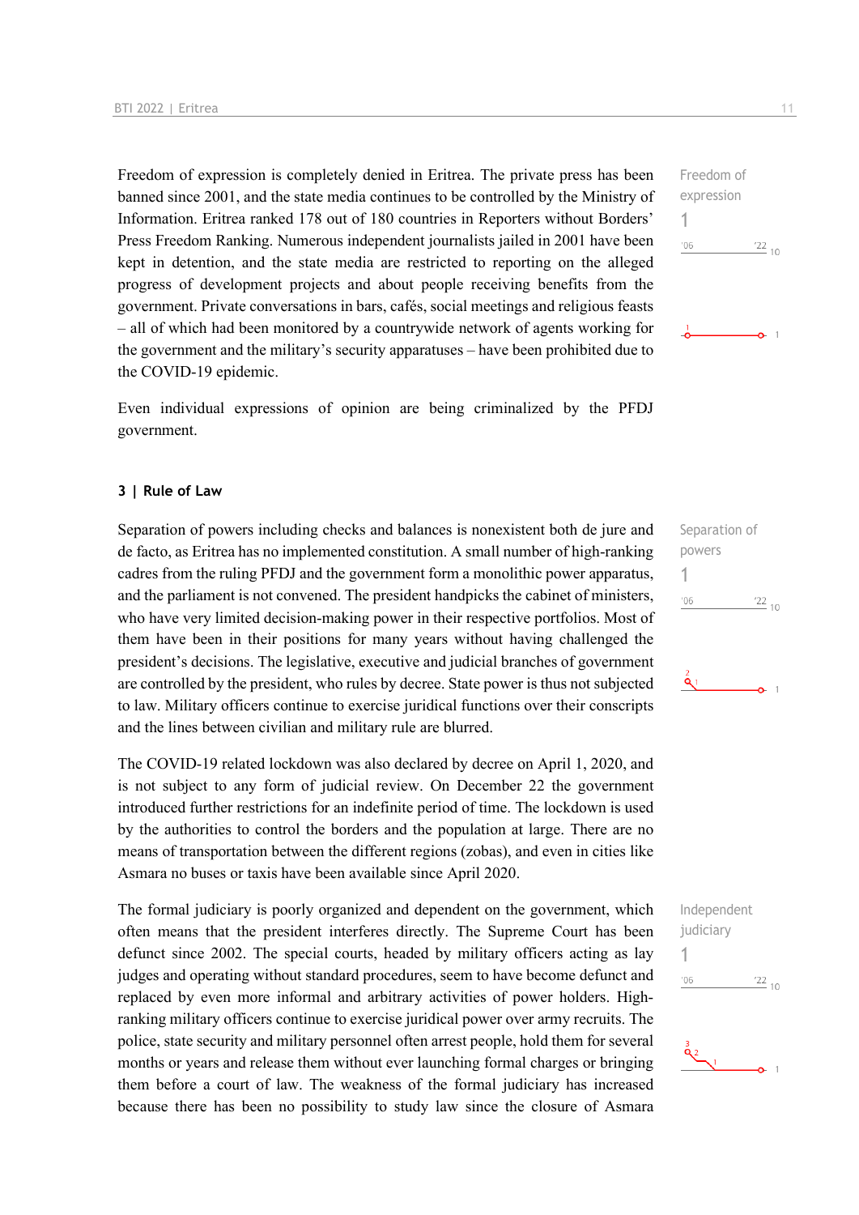Freedom of expression is completely denied in Eritrea. The private press has been banned since 2001, and the state media continues to be controlled by the Ministry of Information. Eritrea ranked 178 out of 180 countries in Reporters without Borders' Press Freedom Ranking. Numerous independent journalists jailed in 2001 have been kept in detention, and the state media are restricted to reporting on the alleged progress of development projects and about people receiving benefits from the government. Private conversations in bars, cafés, social meetings and religious feasts – all of which had been monitored by a countrywide network of agents working for the government and the military's security apparatuses – have been prohibited due to the COVID-19 epidemic.

Freedom of expression
1

Even individual expressions of opinion are being criminalized by the PFDJ government.

### 3 | Rule of Law

Separation of powers including checks and balances is nonexistent both de jure and de facto, as Eritrea has no implemented constitution. A small number of high-ranking cadres from the ruling PFDJ and the government form a monolithic power apparatus, and the parliament is not convened. The president handpicks the cabinet of ministers, who have very limited decision-making power in their respective portfolios. Most of them have been in their positions for many years without having challenged the president's decisions. The legislative, executive and judicial branches of government are controlled by the president, who rules by decree. State power is thus not subjected to law. Military officers continue to exercise juridical functions over their conscripts and the lines between civilian and military rule are blurred.

Separation of powers
1

The COVID-19 related lockdown was also declared by decree on April 1, 2020, and is not subject to any form of judicial review. On December 22 the government introduced further restrictions for an indefinite period of time. The lockdown is used by the authorities to control the borders and the population at large. There are no means of transportation between the different regions (zobas), and even in cities like Asmara no buses or taxis have been available since April 2020.

The formal judiciary is poorly organized and dependent on the government, which often means that the president interferes directly. The Supreme Court has been defunct since 2002. The special courts, headed by military officers acting as lay judges and operating without standard procedures, seem to have become defunct and replaced by even more informal and arbitrary activities of power holders. High-ranking military officers continue to exercise juridical power over army recruits. The police, state security and military personnel often arrest people, hold them for several months or years and release them without ever launching formal charges or bringing them before a court of law. The weakness of the formal judiciary has increased because there has been no possibility to study law since the closure of Asmara

Independent judiciary
1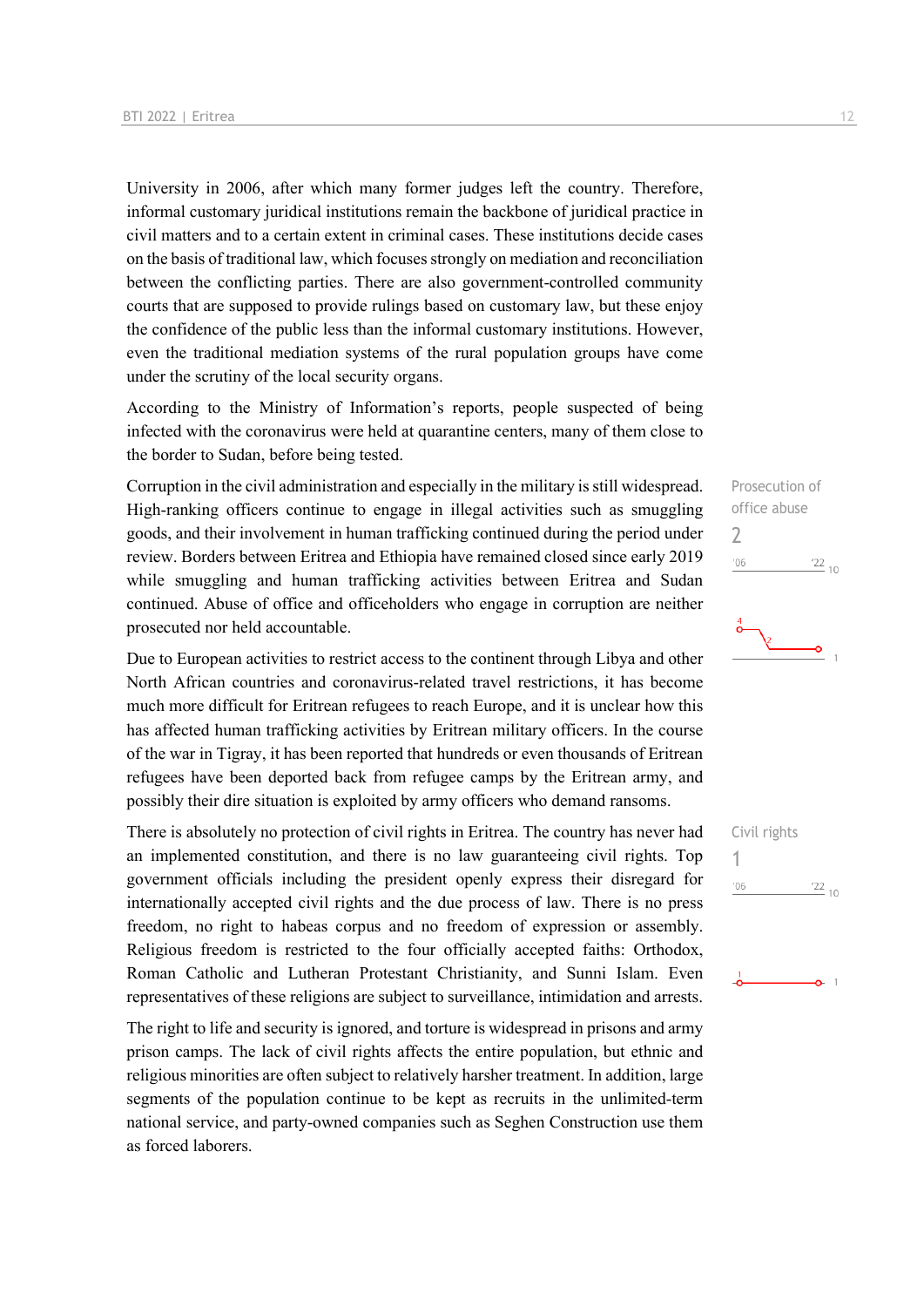University in 2006, after which many former judges left the country. Therefore, informal customary juridical institutions remain the backbone of juridical practice in civil matters and to a certain extent in criminal cases. These institutions decide cases on the basis of traditional law, which focuses strongly on mediation and reconciliation between the conflicting parties. There are also government-controlled community courts that are supposed to provide rulings based on customary law, but these enjoy the confidence of the public less than the informal customary institutions. However, even the traditional mediation systems of the rural population groups have come under the scrutiny of the local security organs.

According to the Ministry of Information's reports, people suspected of being infected with the coronavirus were held at quarantine centers, many of them close to the border to Sudan, before being tested.

Prosecution of office abuse
2

Corruption in the civil administration and especially in the military is still widespread. High-ranking officers continue to engage in illegal activities such as smuggling goods, and their involvement in human trafficking continued during the period under review. Borders between Eritrea and Ethiopia have remained closed since early 2019 while smuggling and human trafficking activities between Eritrea and Sudan continued. Abuse of office and officeholders who engage in corruption are neither prosecuted nor held accountable.

Due to European activities to restrict access to the continent through Libya and other North African countries and coronavirus-related travel restrictions, it has become much more difficult for Eritrean refugees to reach Europe, and it is unclear how this has affected human trafficking activities by Eritrean military officers. In the course of the war in Tigray, it has been reported that hundreds or even thousands of Eritrean refugees have been deported back from refugee camps by the Eritrean army, and possibly their dire situation is exploited by army officers who demand ransoms.

Civil rights
1

There is absolutely no protection of civil rights in Eritrea. The country has never had an implemented constitution, and there is no law guaranteeing civil rights. Top government officials including the president openly express their disregard for internationally accepted civil rights and the due process of law. There is no press freedom, no right to habeas corpus and no freedom of expression or assembly. Religious freedom is restricted to the four officially accepted faiths: Orthodox, Roman Catholic and Lutheran Protestant Christianity, and Sunni Islam. Even representatives of these religions are subject to surveillance, intimidation and arrests.

The right to life and security is ignored, and torture is widespread in prisons and army prison camps. The lack of civil rights affects the entire population, but ethnic and religious minorities are often subject to relatively harsher treatment. In addition, large segments of the population continue to be kept as recruits in the unlimited-term national service, and party-owned companies such as Seghen Construction use them as forced laborers.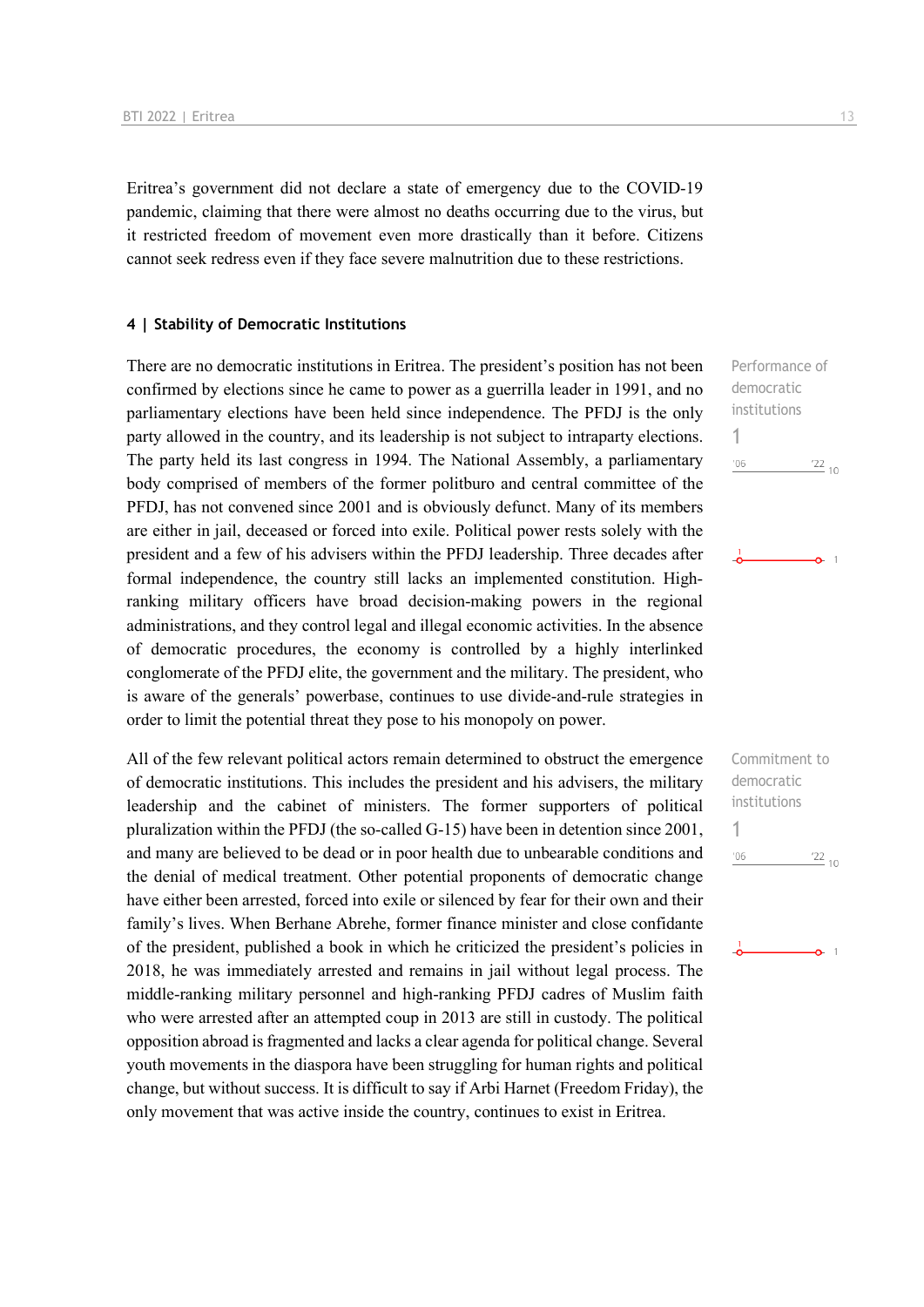Eritrea's government did not declare a state of emergency due to the COVID-19 pandemic, claiming that there were almost no deaths occurring due to the virus, but it restricted freedom of movement even more drastically than it before. Citizens cannot seek redress even if they face severe malnutrition due to these restrictions.

### 4 | Stability of Democratic Institutions

Performance of democratic institutions

1

'06 '22 10

There are no democratic institutions in Eritrea. The president's position has not been confirmed by elections since he came to power as a guerrilla leader in 1991, and no parliamentary elections have been held since independence. The PFDJ is the only party allowed in the country, and its leadership is not subject to intraparty elections. The party held its last congress in 1994. The National Assembly, a parliamentary body comprised of members of the former politburo and central committee of the PFDJ, has not convened since 2001 and is obviously defunct. Many of its members are either in jail, deceased or forced into exile. Political power rests solely with the president and a few of his advisers within the PFDJ leadership. Three decades after formal independence, the country still lacks an implemented constitution. High-ranking military officers have broad decision-making powers in the regional administrations, and they control legal and illegal economic activities. In the absence of democratic procedures, the economy is controlled by a highly interlinked conglomerate of the PFDJ elite, the government and the military. The president, who is aware of the generals' powerbase, continues to use divide-and-rule strategies in order to limit the potential threat they pose to his monopoly on power.

Commitment to democratic institutions

1

'06 '22 10

All of the few relevant political actors remain determined to obstruct the emergence of democratic institutions. This includes the president and his advisers, the military leadership and the cabinet of ministers. The former supporters of political pluralization within the PFDJ (the so-called G-15) have been in detention since 2001, and many are believed to be dead or in poor health due to unbearable conditions and the denial of medical treatment. Other potential proponents of democratic change have either been arrested, forced into exile or silenced by fear for their own and their family's lives. When Berhane Abrehe, former finance minister and close confidante of the president, published a book in which he criticized the president's policies in 2018, he was immediately arrested and remains in jail without legal process. The middle-ranking military personnel and high-ranking PFDJ cadres of Muslim faith who were arrested after an attempted coup in 2013 are still in custody. The political opposition abroad is fragmented and lacks a clear agenda for political change. Several youth movements in the diaspora have been struggling for human rights and political change, but without success. It is difficult to say if Arbi Harnet (Freedom Friday), the only movement that was active inside the country, continues to exist in Eritrea.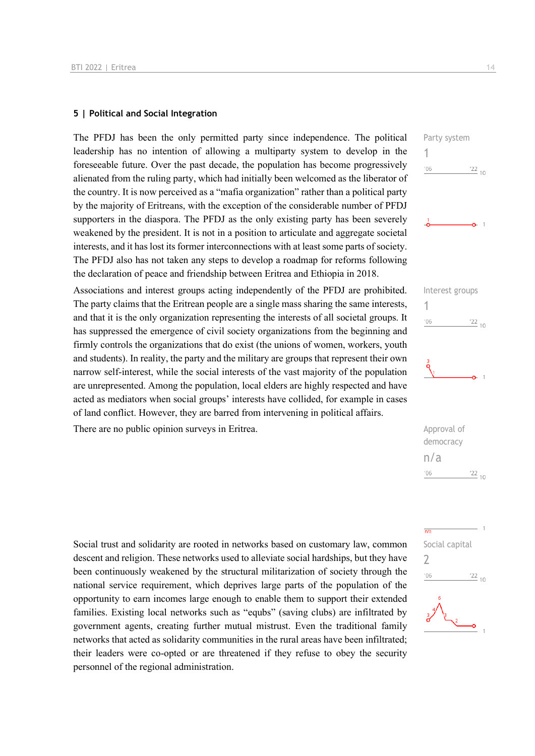## 5 | Political and Social Integration

The PFDJ has been the only permitted party since independence. The political leadership has no intention of allowing a multiparty system to develop in the foreseeable future. Over the past decade, the population has become progressively alienated from the ruling party, which had initially been welcomed as the liberator of the country. It is now perceived as a "mafia organization" rather than a political party by the majority of Eritreans, with the exception of the considerable number of PFDJ supporters in the diaspora. The PFDJ as the only existing party has been severely weakened by the president. It is not in a position to articulate and aggregate societal interests, and it has lost its former interconnections with at least some parts of society. The PFDJ also has not taken any steps to develop a roadmap for reforms following the declaration of peace and friendship between Eritrea and Ethiopia in 2018.

Party system
1

Associations and interest groups acting independently of the PFDJ are prohibited. The party claims that the Eritrean people are a single mass sharing the same interests, and that it is the only organization representing the interests of all societal groups. It has suppressed the emergence of civil society organizations from the beginning and firmly controls the organizations that do exist (the unions of women, workers, youth and students). In reality, the party and the military are groups that represent their own narrow self-interest, while the social interests of the vast majority of the population are unrepresented. Among the population, local elders are highly respected and have acted as mediators when social groups' interests have collided, for example in cases of land conflict. However, they are barred from intervening in political affairs.

Interest groups
1

There are no public opinion surveys in Eritrea.

Approval of democracy
n/a

Social trust and solidarity are rooted in networks based on customary law, common descent and religion. These networks used to alleviate social hardships, but they have been continuously weakened by the structural militarization of society through the national service requirement, which deprives large parts of the population of the opportunity to earn incomes large enough to enable them to support their extended families. Existing local networks such as "equbs" (saving clubs) are infiltrated by government agents, creating further mutual mistrust. Even the traditional family networks that acted as solidarity communities in the rural areas have been infiltrated; their leaders were co-opted or are threatened if they refuse to obey the security personnel of the regional administration.

Social capital
2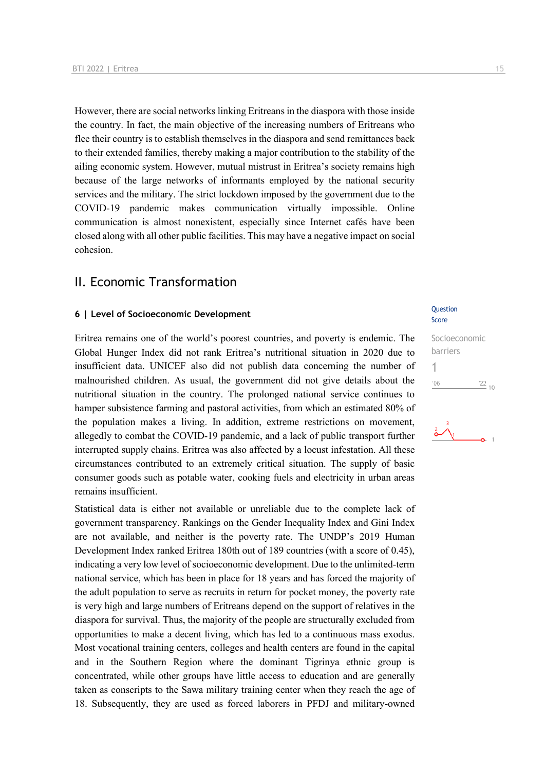However, there are social networks linking Eritreans in the diaspora with those inside the country. In fact, the main objective of the increasing numbers of Eritreans who flee their country is to establish themselves in the diaspora and send remittances back to their extended families, thereby making a major contribution to the stability of the ailing economic system. However, mutual mistrust in Eritrea's society remains high because of the large networks of informants employed by the national security services and the military. The strict lockdown imposed by the government due to the COVID-19 pandemic makes communication virtually impossible. Online communication is almost nonexistent, especially since Internet cafés have been closed along with all other public facilities. This may have a negative impact on social cohesion.

## II. Economic Transformation

### 6 | Level of Socioeconomic Development

Question Score

Socioeconomic barriers

1

Eritrea remains one of the world's poorest countries, and poverty is endemic. The Global Hunger Index did not rank Eritrea's nutritional situation in 2020 due to insufficient data. UNICEF also did not publish data concerning the number of malnourished children. As usual, the government did not give details about the nutritional situation in the country. The prolonged national service continues to hamper subsistence farming and pastoral activities, from which an estimated 80% of the population makes a living. In addition, extreme restrictions on movement, allegedly to combat the COVID-19 pandemic, and a lack of public transport further interrupted supply chains. Eritrea was also affected by a locust infestation. All these circumstances contributed to an extremely critical situation. The supply of basic consumer goods such as potable water, cooking fuels and electricity in urban areas remains insufficient.

Statistical data is either not available or unreliable due to the complete lack of government transparency. Rankings on the Gender Inequality Index and Gini Index are not available, and neither is the poverty rate. The UNDP's 2019 Human Development Index ranked Eritrea 180th out of 189 countries (with a score of 0.45), indicating a very low level of socioeconomic development. Due to the unlimited-term national service, which has been in place for 18 years and has forced the majority of the adult population to serve as recruits in return for pocket money, the poverty rate is very high and large numbers of Eritreans depend on the support of relatives in the diaspora for survival. Thus, the majority of the people are structurally excluded from opportunities to make a decent living, which has led to a continuous mass exodus. Most vocational training centers, colleges and health centers are found in the capital and in the Southern Region where the dominant Tigrinya ethnic group is concentrated, while other groups have little access to education and are generally taken as conscripts to the Sawa military training center when they reach the age of 18. Subsequently, they are used as forced laborers in PFDJ and military-owned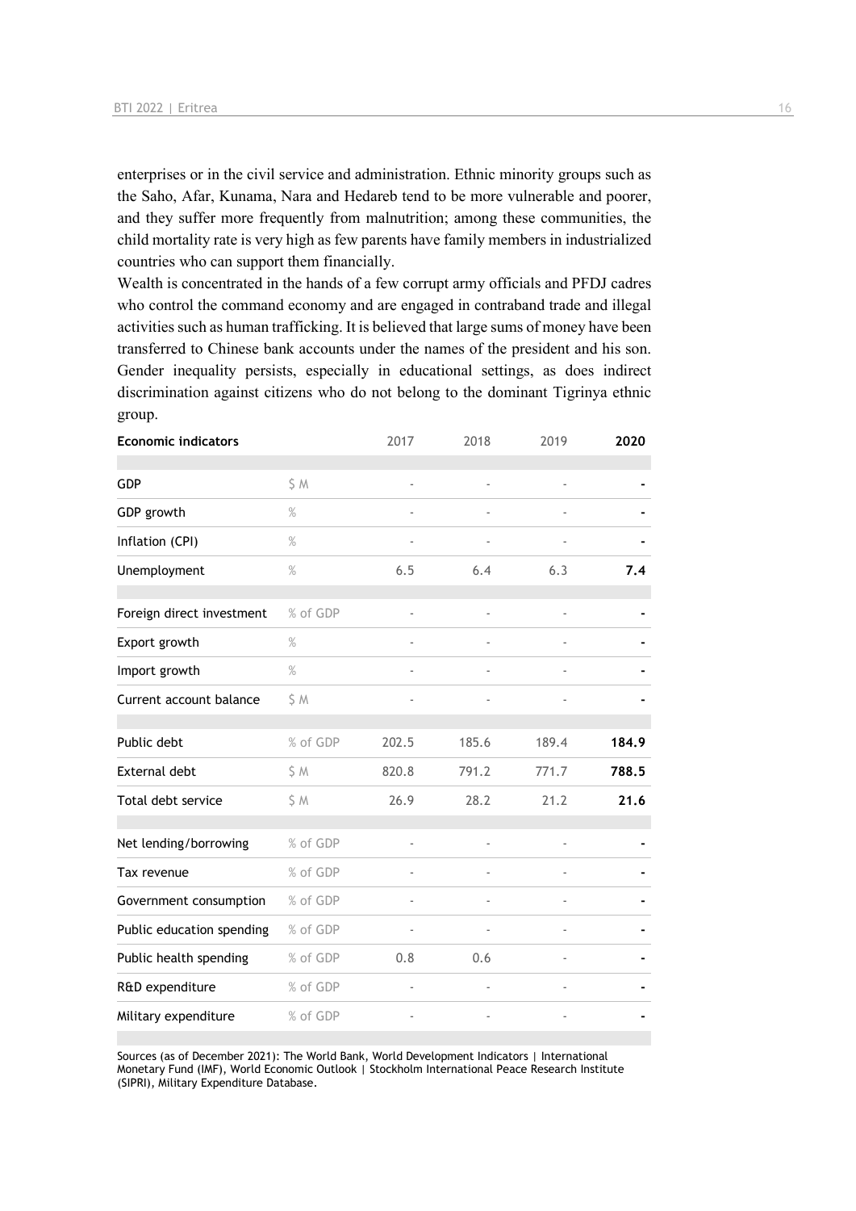enterprises or in the civil service and administration. Ethnic minority groups such as the Saho, Afar, Kunama, Nara and Hedareb tend to be more vulnerable and poorer, and they suffer more frequently from malnutrition; among these communities, the child mortality rate is very high as few parents have family members in industrialized countries who can support them financially.

Wealth is concentrated in the hands of a few corrupt army officials and PFDJ cadres who control the command economy and are engaged in contraband trade and illegal activities such as human trafficking. It is believed that large sums of money have been transferred to Chinese bank accounts under the names of the president and his son. Gender inequality persists, especially in educational settings, as does indirect discrimination against citizens who do not belong to the dominant Tigrinya ethnic group.

| Economic indicators | | 2017 | 2018 | 2019 | 2020 |
|---|---|---|---|---|---|
| GDP | $ M | - | - | - | - |
| GDP growth | % | - | - | - | - |
| Inflation (CPI) | % | - | - | - | - |
| Unemployment | % | 6.5 | 6.4 | 6.3 | **7.4** |
| Foreign direct investment | % of GDP | - | - | - | - |
| Export growth | % | - | - | - | - |
| Import growth | % | - | - | - | - |
| Current account balance | $ M | - | - | - | - |
| Public debt | % of GDP | 202.5 | 185.6 | 189.4 | **184.9** |
| External debt | $ M | 820.8 | 791.2 | 771.7 | **788.5** |
| Total debt service | $ M | 26.9 | 28.2 | 21.2 | **21.6** |
| Net lending/borrowing | % of GDP | - | - | - | - |
| Tax revenue | % of GDP | - | - | - | - |
| Government consumption | % of GDP | - | - | - | - |
| Public education spending | % of GDP | - | - | - | - |
| Public health spending | % of GDP | 0.8 | 0.6 | - | - |
| R&D expenditure | % of GDP | - | - | - | - |
| Military expenditure | % of GDP | - | - | - | - |

Sources (as of December 2021): The World Bank, World Development Indicators | International Monetary Fund (IMF), World Economic Outlook | Stockholm International Peace Research Institute (SIPRI), Military Expenditure Database.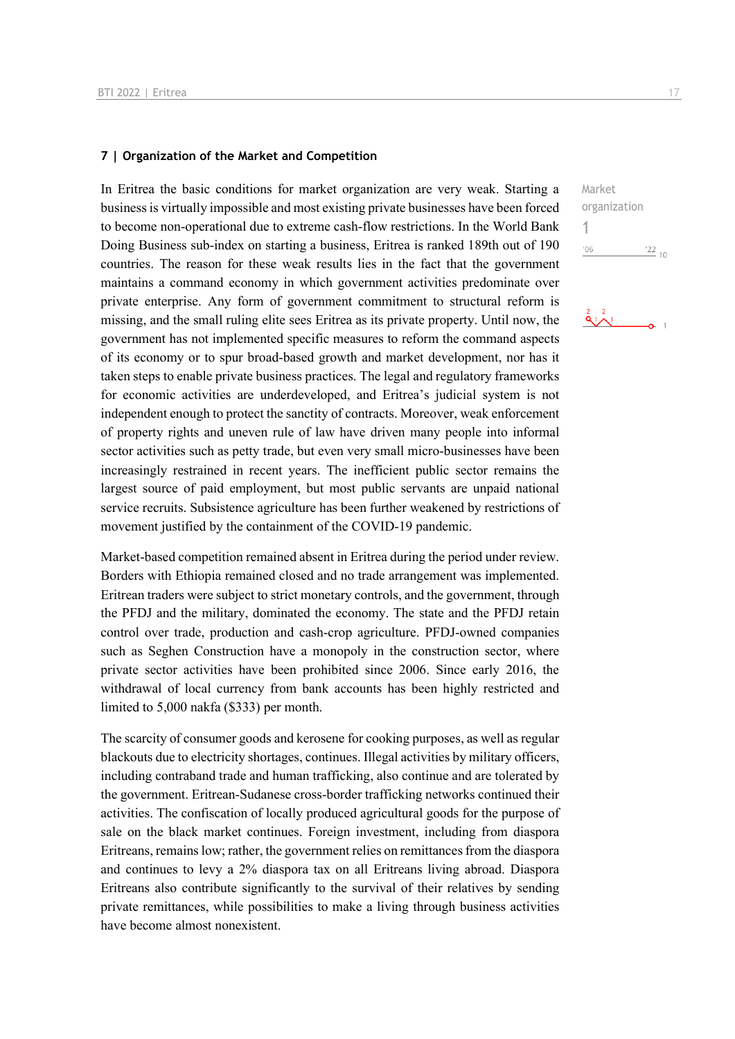## 7 | Organization of the Market and Competition

Market organization
1

In Eritrea the basic conditions for market organization are very weak. Starting a business is virtually impossible and most existing private businesses have been forced to become non-operational due to extreme cash-flow restrictions. In the World Bank Doing Business sub-index on starting a business, Eritrea is ranked 189th out of 190 countries. The reason for these weak results lies in the fact that the government maintains a command economy in which government activities predominate over private enterprise. Any form of government commitment to structural reform is missing, and the small ruling elite sees Eritrea as its private property. Until now, the government has not implemented specific measures to reform the command aspects of its economy or to spur broad-based growth and market development, nor has it taken steps to enable private business practices. The legal and regulatory frameworks for economic activities are underdeveloped, and Eritrea's judicial system is not independent enough to protect the sanctity of contracts. Moreover, weak enforcement of property rights and uneven rule of law have driven many people into informal sector activities such as petty trade, but even very small micro-businesses have been increasingly restrained in recent years. The inefficient public sector remains the largest source of paid employment, but most public servants are unpaid national service recruits. Subsistence agriculture has been further weakened by restrictions of movement justified by the containment of the COVID-19 pandemic.

Market-based competition remained absent in Eritrea during the period under review. Borders with Ethiopia remained closed and no trade arrangement was implemented. Eritrean traders were subject to strict monetary controls, and the government, through the PFDJ and the military, dominated the economy. The state and the PFDJ retain control over trade, production and cash-crop agriculture. PFDJ-owned companies such as Seghen Construction have a monopoly in the construction sector, where private sector activities have been prohibited since 2006. Since early 2016, the withdrawal of local currency from bank accounts has been highly restricted and limited to 5,000 nakfa ($333) per month.

The scarcity of consumer goods and kerosene for cooking purposes, as well as regular blackouts due to electricity shortages, continues. Illegal activities by military officers, including contraband trade and human trafficking, also continue and are tolerated by the government. Eritrean-Sudanese cross-border trafficking networks continued their activities. The confiscation of locally produced agricultural goods for the purpose of sale on the black market continues. Foreign investment, including from diaspora Eritreans, remains low; rather, the government relies on remittances from the diaspora and continues to levy a 2% diaspora tax on all Eritreans living abroad. Diaspora Eritreans also contribute significantly to the survival of their relatives by sending private remittances, while possibilities to make a living through business activities have become almost nonexistent.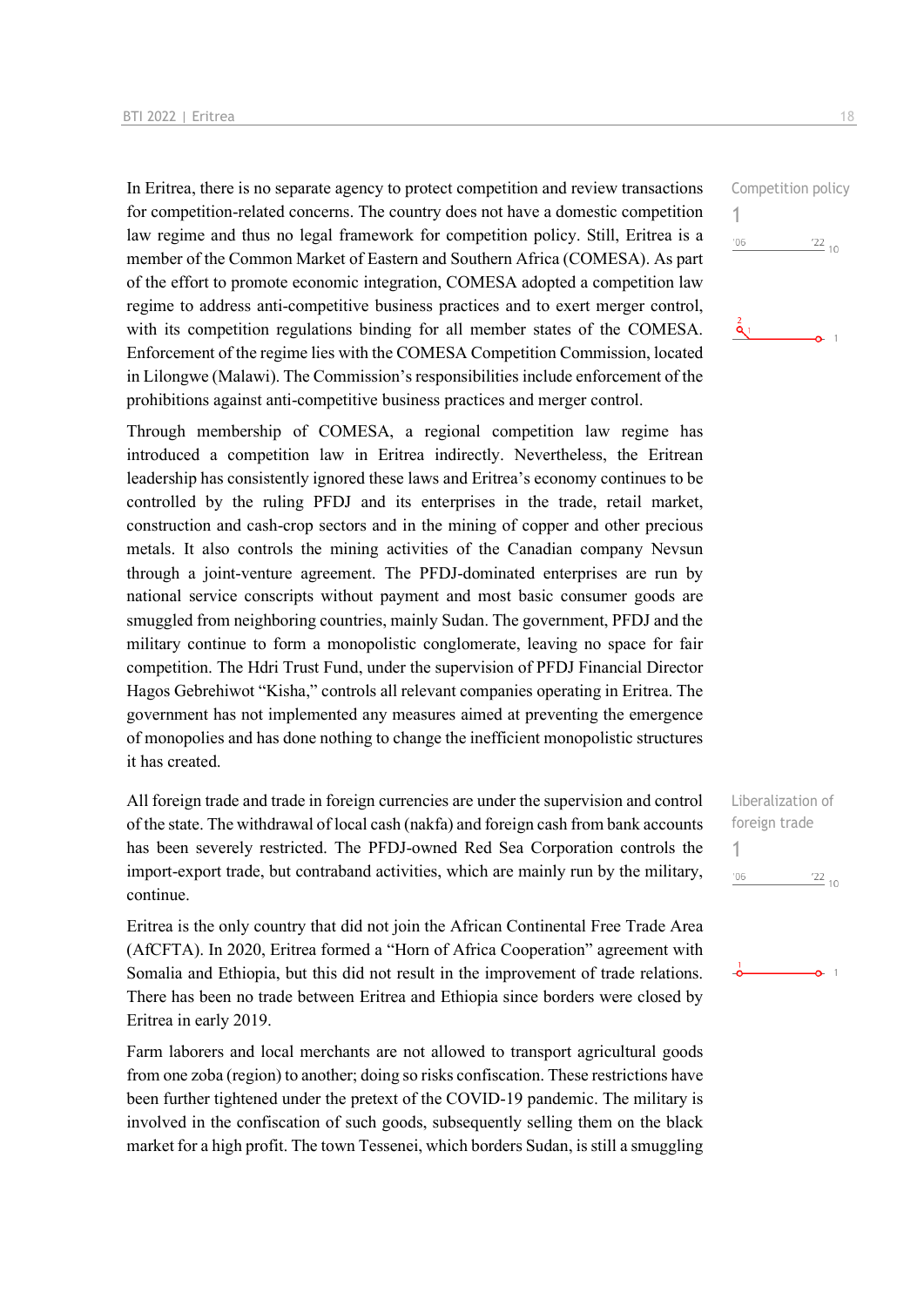In Eritrea, there is no separate agency to protect competition and review transactions for competition-related concerns. The country does not have a domestic competition law regime and thus no legal framework for competition policy. Still, Eritrea is a member of the Common Market of Eastern and Southern Africa (COMESA). As part of the effort to promote economic integration, COMESA adopted a competition law regime to address anti-competitive business practices and to exert merger control, with its competition regulations binding for all member states of the COMESA. Enforcement of the regime lies with the COMESA Competition Commission, located in Lilongwe (Malawi). The Commission's responsibilities include enforcement of the prohibitions against anti-competitive business practices and merger control.

Competition policy
1

Through membership of COMESA, a regional competition law regime has introduced a competition law in Eritrea indirectly. Nevertheless, the Eritrean leadership has consistently ignored these laws and Eritrea's economy continues to be controlled by the ruling PFDJ and its enterprises in the trade, retail market, construction and cash-crop sectors and in the mining of copper and other precious metals. It also controls the mining activities of the Canadian company Nevsun through a joint-venture agreement. The PFDJ-dominated enterprises are run by national service conscripts without payment and most basic consumer goods are smuggled from neighboring countries, mainly Sudan. The government, PFDJ and the military continue to form a monopolistic conglomerate, leaving no space for fair competition. The Hdri Trust Fund, under the supervision of PFDJ Financial Director Hagos Gebrehiwot "Kisha," controls all relevant companies operating in Eritrea. The government has not implemented any measures aimed at preventing the emergence of monopolies and has done nothing to change the inefficient monopolistic structures it has created.

All foreign trade and trade in foreign currencies are under the supervision and control of the state. The withdrawal of local cash (nakfa) and foreign cash from bank accounts has been severely restricted. The PFDJ-owned Red Sea Corporation controls the import-export trade, but contraband activities, which are mainly run by the military, continue.

Liberalization of foreign trade
1

Eritrea is the only country that did not join the African Continental Free Trade Area (AfCFTA). In 2020, Eritrea formed a "Horn of Africa Cooperation" agreement with Somalia and Ethiopia, but this did not result in the improvement of trade relations. There has been no trade between Eritrea and Ethiopia since borders were closed by Eritrea in early 2019.

Farm laborers and local merchants are not allowed to transport agricultural goods from one zoba (region) to another; doing so risks confiscation. These restrictions have been further tightened under the pretext of the COVID-19 pandemic. The military is involved in the confiscation of such goods, subsequently selling them on the black market for a high profit. The town Tessenei, which borders Sudan, is still a smuggling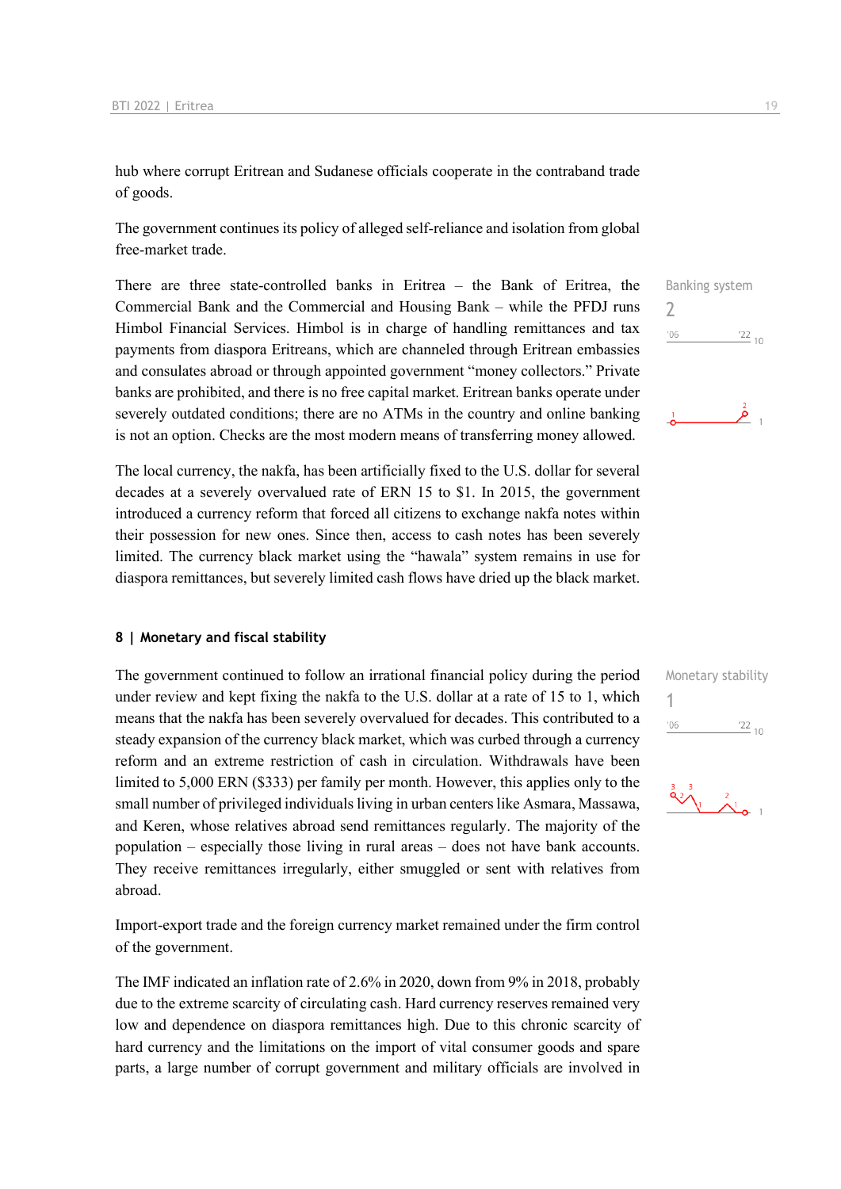hub where corrupt Eritrean and Sudanese officials cooperate in the contraband trade of goods.

The government continues its policy of alleged self-reliance and isolation from global free-market trade.

There are three state-controlled banks in Eritrea – the Bank of Eritrea, the Commercial Bank and the Commercial and Housing Bank – while the PFDJ runs Himbol Financial Services. Himbol is in charge of handling remittances and tax payments from diaspora Eritreans, which are channeled through Eritrean embassies and consulates abroad or through appointed government "money collectors." Private banks are prohibited, and there is no free capital market. Eritrean banks operate under severely outdated conditions; there are no ATMs in the country and online banking is not an option. Checks are the most modern means of transferring money allowed.

Banking system
2

The local currency, the nakfa, has been artificially fixed to the U.S. dollar for several decades at a severely overvalued rate of ERN 15 to $1. In 2015, the government introduced a currency reform that forced all citizens to exchange nakfa notes within their possession for new ones. Since then, access to cash notes has been severely limited. The currency black market using the "hawala" system remains in use for diaspora remittances, but severely limited cash flows have dried up the black market.

## 8 | Monetary and fiscal stability

The government continued to follow an irrational financial policy during the period under review and kept fixing the nakfa to the U.S. dollar at a rate of 15 to 1, which means that the nakfa has been severely overvalued for decades. This contributed to a steady expansion of the currency black market, which was curbed through a currency reform and an extreme restriction of cash in circulation. Withdrawals have been limited to 5,000 ERN ($333) per family per month. However, this applies only to the small number of privileged individuals living in urban centers like Asmara, Massawa, and Keren, whose relatives abroad send remittances regularly. The majority of the population – especially those living in rural areas – does not have bank accounts. They receive remittances irregularly, either smuggled or sent with relatives from abroad.

Monetary stability
1

Import-export trade and the foreign currency market remained under the firm control of the government.

The IMF indicated an inflation rate of 2.6% in 2020, down from 9% in 2018, probably due to the extreme scarcity of circulating cash. Hard currency reserves remained very low and dependence on diaspora remittances high. Due to this chronic scarcity of hard currency and the limitations on the import of vital consumer goods and spare parts, a large number of corrupt government and military officials are involved in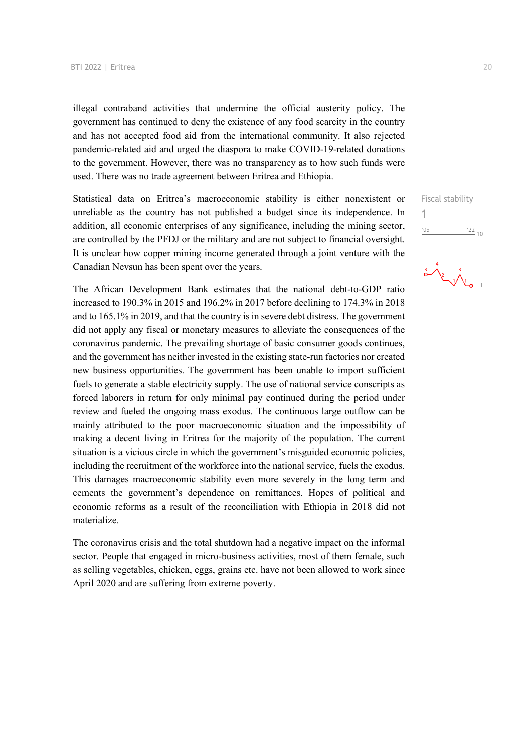illegal contraband activities that undermine the official austerity policy. The government has continued to deny the existence of any food scarcity in the country and has not accepted food aid from the international community. It also rejected pandemic-related aid and urged the diaspora to make COVID-19-related donations to the government. However, there was no transparency as to how such funds were used. There was no trade agreement between Eritrea and Ethiopia.

Fiscal stability
1

Statistical data on Eritrea's macroeconomic stability is either nonexistent or unreliable as the country has not published a budget since its independence. In addition, all economic enterprises of any significance, including the mining sector, are controlled by the PFDJ or the military and are not subject to financial oversight. It is unclear how copper mining income generated through a joint venture with the Canadian Nevsun has been spent over the years.

The African Development Bank estimates that the national debt-to-GDP ratio increased to 190.3% in 2015 and 196.2% in 2017 before declining to 174.3% in 2018 and to 165.1% in 2019, and that the country is in severe debt distress. The government did not apply any fiscal or monetary measures to alleviate the consequences of the coronavirus pandemic. The prevailing shortage of basic consumer goods continues, and the government has neither invested in the existing state-run factories nor created new business opportunities. The government has been unable to import sufficient fuels to generate a stable electricity supply. The use of national service conscripts as forced laborers in return for only minimal pay continued during the period under review and fueled the ongoing mass exodus. The continuous large outflow can be mainly attributed to the poor macroeconomic situation and the impossibility of making a decent living in Eritrea for the majority of the population. The current situation is a vicious circle in which the government's misguided economic policies, including the recruitment of the workforce into the national service, fuels the exodus. This damages macroeconomic stability even more severely in the long term and cements the government's dependence on remittances. Hopes of political and economic reforms as a result of the reconciliation with Ethiopia in 2018 did not materialize.

The coronavirus crisis and the total shutdown had a negative impact on the informal sector. People that engaged in micro-business activities, most of them female, such as selling vegetables, chicken, eggs, grains etc. have not been allowed to work since April 2020 and are suffering from extreme poverty.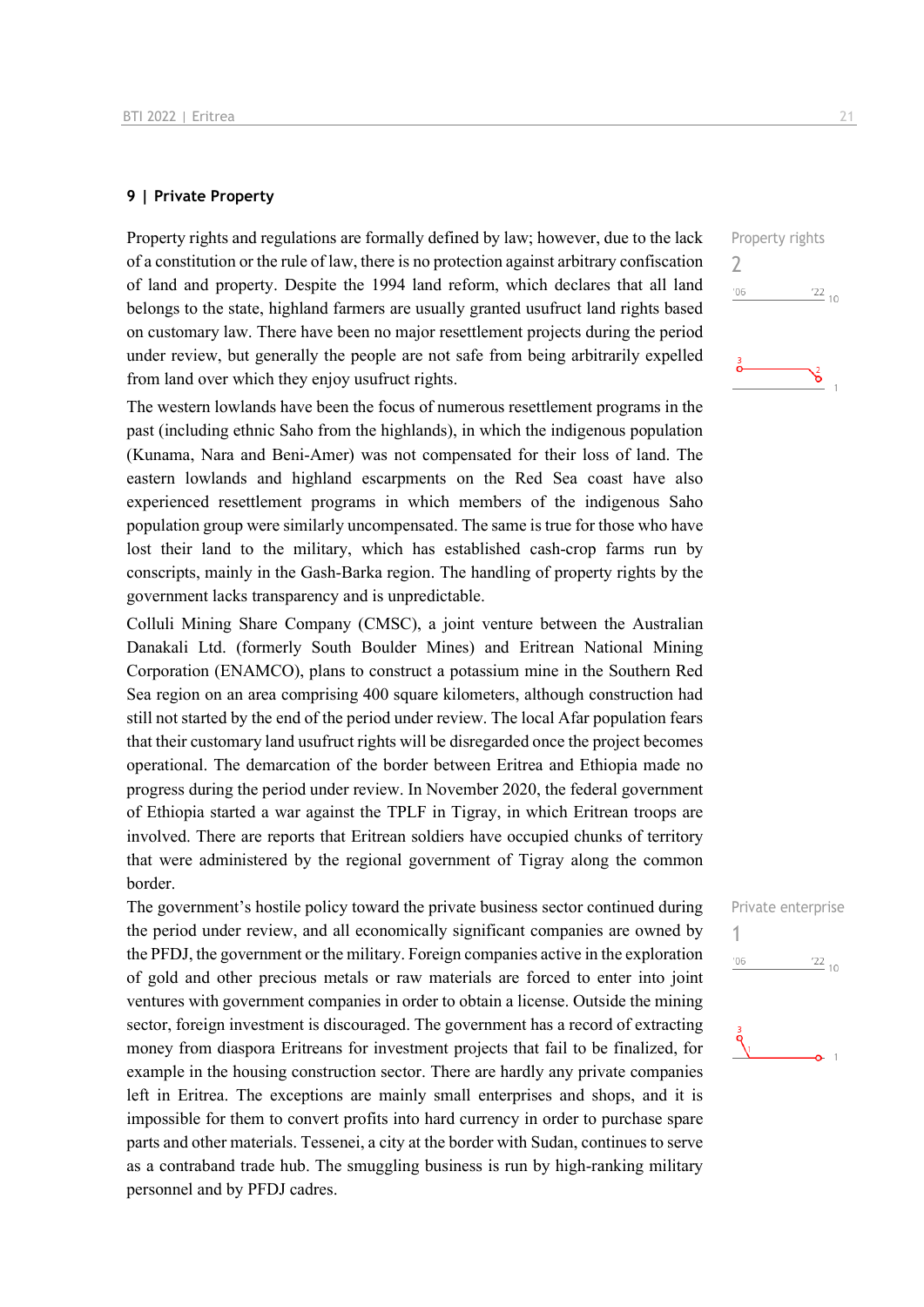## 9 | Private Property

Property rights and regulations are formally defined by law; however, due to the lack of a constitution or the rule of law, there is no protection against arbitrary confiscation of land and property. Despite the 1994 land reform, which declares that all land belongs to the state, highland farmers are usually granted usufruct land rights based on customary law. There have been no major resettlement projects during the period under review, but generally the people are not safe from being arbitrarily expelled from land over which they enjoy usufruct rights.

Property rights
2

The western lowlands have been the focus of numerous resettlement programs in the past (including ethnic Saho from the highlands), in which the indigenous population (Kunama, Nara and Beni-Amer) was not compensated for their loss of land. The eastern lowlands and highland escarpments on the Red Sea coast have also experienced resettlement programs in which members of the indigenous Saho population group were similarly uncompensated. The same is true for those who have lost their land to the military, which has established cash-crop farms run by conscripts, mainly in the Gash-Barka region. The handling of property rights by the government lacks transparency and is unpredictable.

Colluli Mining Share Company (CMSC), a joint venture between the Australian Danakali Ltd. (formerly South Boulder Mines) and Eritrean National Mining Corporation (ENAMCO), plans to construct a potassium mine in the Southern Red Sea region on an area comprising 400 square kilometers, although construction had still not started by the end of the period under review. The local Afar population fears that their customary land usufruct rights will be disregarded once the project becomes operational. The demarcation of the border between Eritrea and Ethiopia made no progress during the period under review. In November 2020, the federal government of Ethiopia started a war against the TPLF in Tigray, in which Eritrean troops are involved. There are reports that Eritrean soldiers have occupied chunks of territory that were administered by the regional government of Tigray along the common border.

The government's hostile policy toward the private business sector continued during the period under review, and all economically significant companies are owned by the PFDJ, the government or the military. Foreign companies active in the exploration of gold and other precious metals or raw materials are forced to enter into joint ventures with government companies in order to obtain a license. Outside the mining sector, foreign investment is discouraged. The government has a record of extracting money from diaspora Eritreans for investment projects that fail to be finalized, for example in the housing construction sector. There are hardly any private companies left in Eritrea. The exceptions are mainly small enterprises and shops, and it is impossible for them to convert profits into hard currency in order to purchase spare parts and other materials. Tessenei, a city at the border with Sudan, continues to serve as a contraband trade hub. The smuggling business is run by high-ranking military personnel and by PFDJ cadres.

Private enterprise
1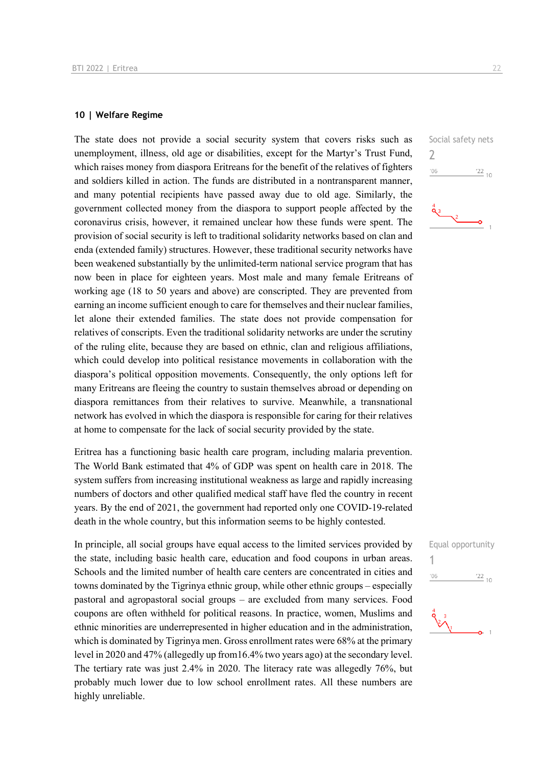### 10 | Welfare Regime

Social safety nets

2

The state does not provide a social security system that covers risks such as unemployment, illness, old age or disabilities, except for the Martyr's Trust Fund, which raises money from diaspora Eritreans for the benefit of the relatives of fighters and soldiers killed in action. The funds are distributed in a nontransparent manner, and many potential recipients have passed away due to old age. Similarly, the government collected money from the diaspora to support people affected by the coronavirus crisis, however, it remained unclear how these funds were spent. The provision of social security is left to traditional solidarity networks based on clan and enda (extended family) structures. However, these traditional security networks have been weakened substantially by the unlimited-term national service program that has now been in place for eighteen years. Most male and many female Eritreans of working age (18 to 50 years and above) are conscripted. They are prevented from earning an income sufficient enough to care for themselves and their nuclear families, let alone their extended families. The state does not provide compensation for relatives of conscripts. Even the traditional solidarity networks are under the scrutiny of the ruling elite, because they are based on ethnic, clan and religious affiliations, which could develop into political resistance movements in collaboration with the diaspora's political opposition movements. Consequently, the only options left for many Eritreans are fleeing the country to sustain themselves abroad or depending on diaspora remittances from their relatives to survive. Meanwhile, a transnational network has evolved in which the diaspora is responsible for caring for their relatives at home to compensate for the lack of social security provided by the state.

Eritrea has a functioning basic health care program, including malaria prevention. The World Bank estimated that 4% of GDP was spent on health care in 2018. The system suffers from increasing institutional weakness as large and rapidly increasing numbers of doctors and other qualified medical staff have fled the country in recent years. By the end of 2021, the government had reported only one COVID-19-related death in the whole country, but this information seems to be highly contested.

Equal opportunity

1

In principle, all social groups have equal access to the limited services provided by the state, including basic health care, education and food coupons in urban areas. Schools and the limited number of health care centers are concentrated in cities and towns dominated by the Tigrinya ethnic group, while other ethnic groups – especially pastoral and agropastoral social groups – are excluded from many services. Food coupons are often withheld for political reasons. In practice, women, Muslims and ethnic minorities are underrepresented in higher education and in the administration, which is dominated by Tigrinya men. Gross enrollment rates were 68% at the primary level in 2020 and 47% (allegedly up from16.4% two years ago) at the secondary level. The tertiary rate was just 2.4% in 2020. The literacy rate was allegedly 76%, but probably much lower due to low school enrollment rates. All these numbers are highly unreliable.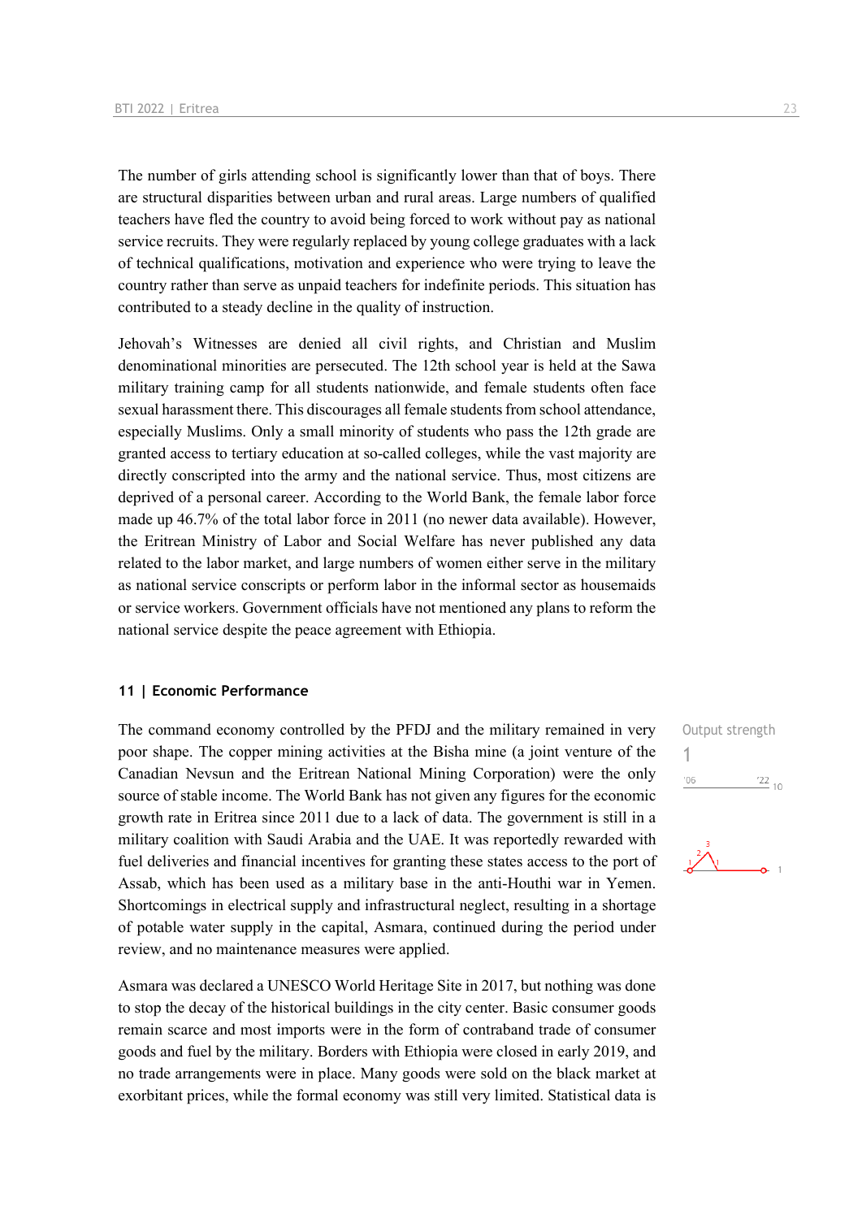The number of girls attending school is significantly lower than that of boys. There are structural disparities between urban and rural areas. Large numbers of qualified teachers have fled the country to avoid being forced to work without pay as national service recruits. They were regularly replaced by young college graduates with a lack of technical qualifications, motivation and experience who were trying to leave the country rather than serve as unpaid teachers for indefinite periods. This situation has contributed to a steady decline in the quality of instruction.

Jehovah's Witnesses are denied all civil rights, and Christian and Muslim denominational minorities are persecuted. The 12th school year is held at the Sawa military training camp for all students nationwide, and female students often face sexual harassment there. This discourages all female students from school attendance, especially Muslims. Only a small minority of students who pass the 12th grade are granted access to tertiary education at so-called colleges, while the vast majority are directly conscripted into the army and the national service. Thus, most citizens are deprived of a personal career. According to the World Bank, the female labor force made up 46.7% of the total labor force in 2011 (no newer data available). However, the Eritrean Ministry of Labor and Social Welfare has never published any data related to the labor market, and large numbers of women either serve in the military as national service conscripts or perform labor in the informal sector as housemaids or service workers. Government officials have not mentioned any plans to reform the national service despite the peace agreement with Ethiopia.

## 11 | Economic Performance

Output strength
1

The command economy controlled by the PFDJ and the military remained in very poor shape. The copper mining activities at the Bisha mine (a joint venture of the Canadian Nevsun and the Eritrean National Mining Corporation) were the only source of stable income. The World Bank has not given any figures for the economic growth rate in Eritrea since 2011 due to a lack of data. The government is still in a military coalition with Saudi Arabia and the UAE. It was reportedly rewarded with fuel deliveries and financial incentives for granting these states access to the port of Assab, which has been used as a military base in the anti-Houthi war in Yemen. Shortcomings in electrical supply and infrastructural neglect, resulting in a shortage of potable water supply in the capital, Asmara, continued during the period under review, and no maintenance measures were applied.

Asmara was declared a UNESCO World Heritage Site in 2017, but nothing was done to stop the decay of the historical buildings in the city center. Basic consumer goods remain scarce and most imports were in the form of contraband trade of consumer goods and fuel by the military. Borders with Ethiopia were closed in early 2019, and no trade arrangements were in place. Many goods were sold on the black market at exorbitant prices, while the formal economy was still very limited. Statistical data is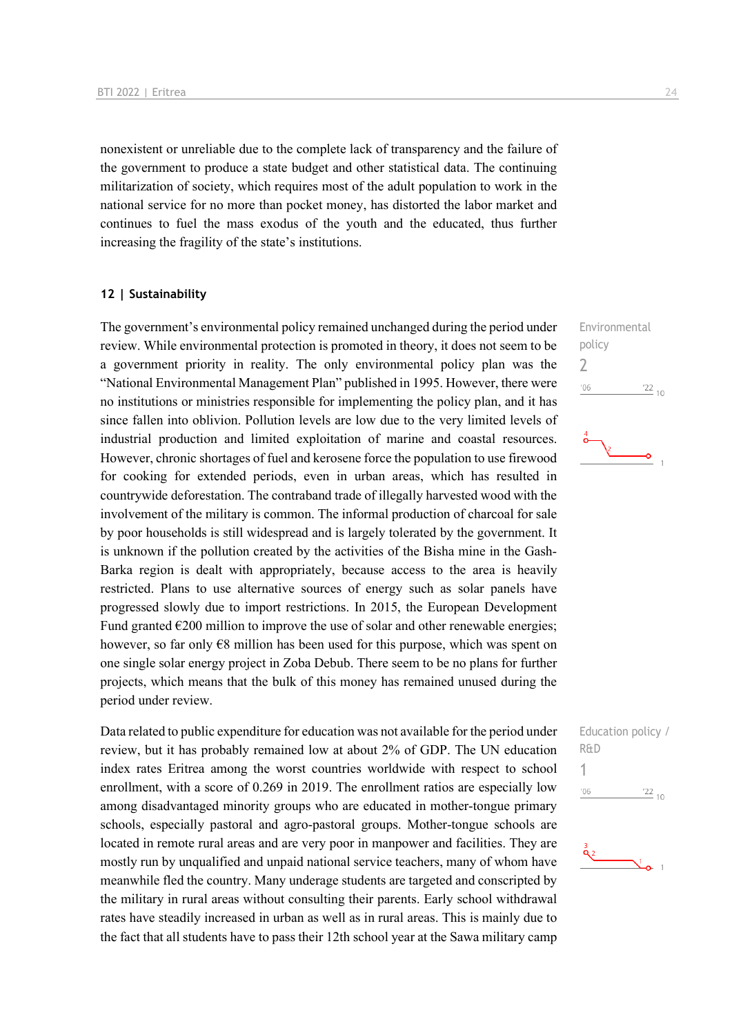nonexistent or unreliable due to the complete lack of transparency and the failure of the government to produce a state budget and other statistical data. The continuing militarization of society, which requires most of the adult population to work in the national service for no more than pocket money, has distorted the labor market and continues to fuel the mass exodus of the youth and the educated, thus further increasing the fragility of the state's institutions.

## 12 | Sustainability

Environmental policy
2

The government's environmental policy remained unchanged during the period under review. While environmental protection is promoted in theory, it does not seem to be a government priority in reality. The only environmental policy plan was the "National Environmental Management Plan" published in 1995. However, there were no institutions or ministries responsible for implementing the policy plan, and it has since fallen into oblivion. Pollution levels are low due to the very limited levels of industrial production and limited exploitation of marine and coastal resources. However, chronic shortages of fuel and kerosene force the population to use firewood for cooking for extended periods, even in urban areas, which has resulted in countrywide deforestation. The contraband trade of illegally harvested wood with the involvement of the military is common. The informal production of charcoal for sale by poor households is still widespread and is largely tolerated by the government. It is unknown if the pollution created by the activities of the Bisha mine in the Gash-Barka region is dealt with appropriately, because access to the area is heavily restricted. Plans to use alternative sources of energy such as solar panels have progressed slowly due to import restrictions. In 2015, the European Development Fund granted €200 million to improve the use of solar and other renewable energies; however, so far only €8 million has been used for this purpose, which was spent on one single solar energy project in Zoba Debub. There seem to be no plans for further projects, which means that the bulk of this money has remained unused during the period under review.

Education policy / R&D
1

Data related to public expenditure for education was not available for the period under review, but it has probably remained low at about 2% of GDP. The UN education index rates Eritrea among the worst countries worldwide with respect to school enrollment, with a score of 0.269 in 2019. The enrollment ratios are especially low among disadvantaged minority groups who are educated in mother-tongue primary schools, especially pastoral and agro-pastoral groups. Mother-tongue schools are located in remote rural areas and are very poor in manpower and facilities. They are mostly run by unqualified and unpaid national service teachers, many of whom have meanwhile fled the country. Many underage students are targeted and conscripted by the military in rural areas without consulting their parents. Early school withdrawal rates have steadily increased in urban as well as in rural areas. This is mainly due to the fact that all students have to pass their 12th school year at the Sawa military camp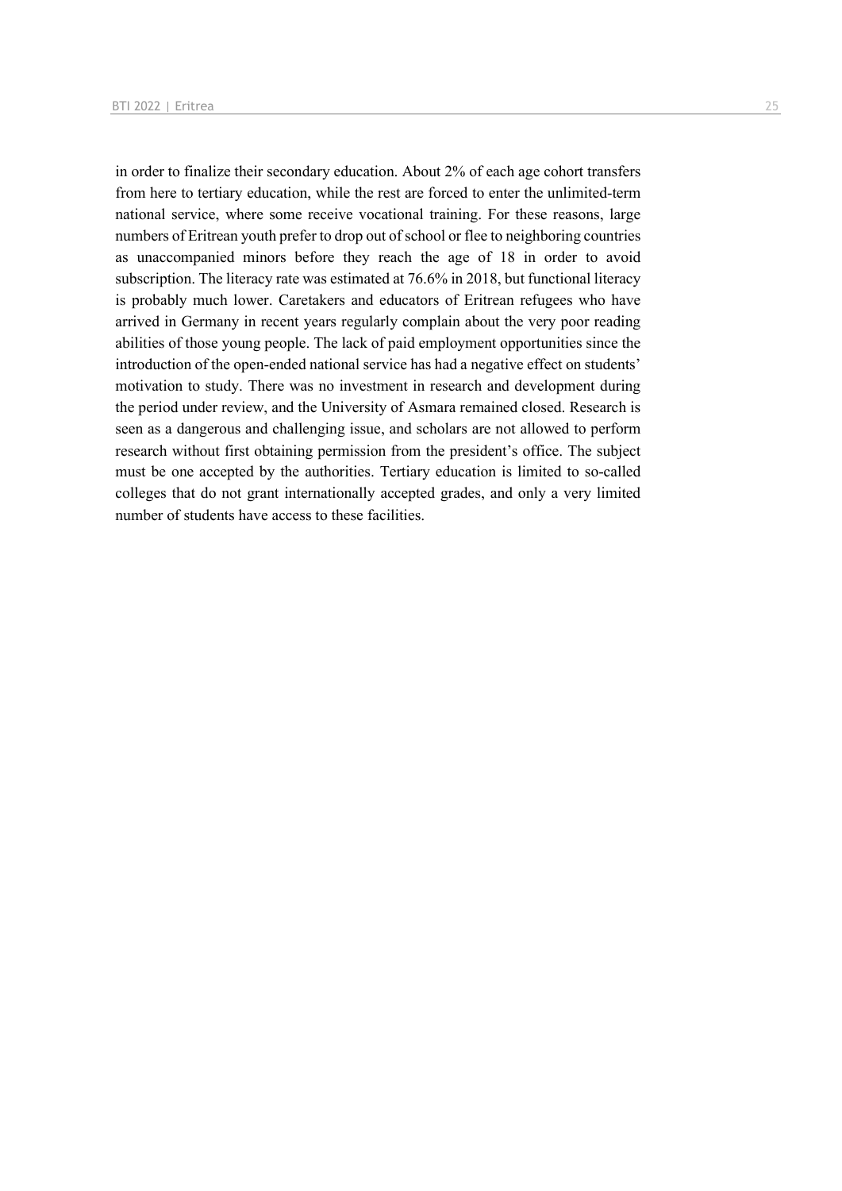in order to finalize their secondary education. About 2% of each age cohort transfers from here to tertiary education, while the rest are forced to enter the unlimited-term national service, where some receive vocational training. For these reasons, large numbers of Eritrean youth prefer to drop out of school or flee to neighboring countries as unaccompanied minors before they reach the age of 18 in order to avoid subscription. The literacy rate was estimated at 76.6% in 2018, but functional literacy is probably much lower. Caretakers and educators of Eritrean refugees who have arrived in Germany in recent years regularly complain about the very poor reading abilities of those young people. The lack of paid employment opportunities since the introduction of the open-ended national service has had a negative effect on students' motivation to study. There was no investment in research and development during the period under review, and the University of Asmara remained closed. Research is seen as a dangerous and challenging issue, and scholars are not allowed to perform research without first obtaining permission from the president's office. The subject must be one accepted by the authorities. Tertiary education is limited to so-called colleges that do not grant internationally accepted grades, and only a very limited number of students have access to these facilities.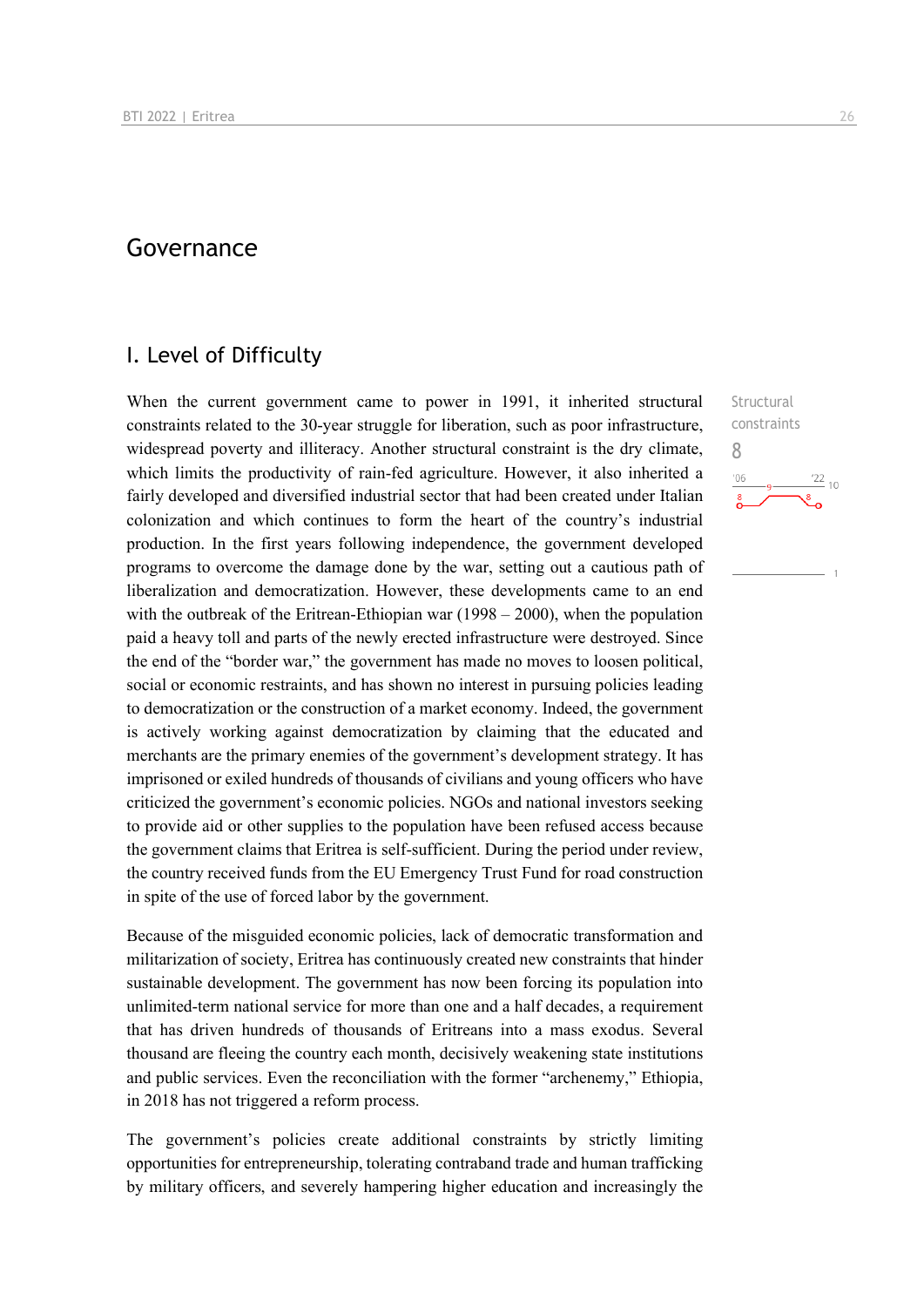# Governance

## I. Level of Difficulty

Structural constraints

8

When the current government came to power in 1991, it inherited structural constraints related to the 30-year struggle for liberation, such as poor infrastructure, widespread poverty and illiteracy. Another structural constraint is the dry climate, which limits the productivity of rain-fed agriculture. However, it also inherited a fairly developed and diversified industrial sector that had been created under Italian colonization and which continues to form the heart of the country's industrial production. In the first years following independence, the government developed programs to overcome the damage done by the war, setting out a cautious path of liberalization and democratization. However, these developments came to an end with the outbreak of the Eritrean-Ethiopian war (1998 – 2000), when the population paid a heavy toll and parts of the newly erected infrastructure were destroyed. Since the end of the "border war," the government has made no moves to loosen political, social or economic restraints, and has shown no interest in pursuing policies leading to democratization or the construction of a market economy. Indeed, the government is actively working against democratization by claiming that the educated and merchants are the primary enemies of the government's development strategy. It has imprisoned or exiled hundreds of thousands of civilians and young officers who have criticized the government's economic policies. NGOs and national investors seeking to provide aid or other supplies to the population have been refused access because the government claims that Eritrea is self-sufficient. During the period under review, the country received funds from the EU Emergency Trust Fund for road construction in spite of the use of forced labor by the government.

Because of the misguided economic policies, lack of democratic transformation and militarization of society, Eritrea has continuously created new constraints that hinder sustainable development. The government has now been forcing its population into unlimited-term national service for more than one and a half decades, a requirement that has driven hundreds of thousands of Eritreans into a mass exodus. Several thousand are fleeing the country each month, decisively weakening state institutions and public services. Even the reconciliation with the former "archenemy," Ethiopia, in 2018 has not triggered a reform process.

The government's policies create additional constraints by strictly limiting opportunities for entrepreneurship, tolerating contraband trade and human trafficking by military officers, and severely hampering higher education and increasingly the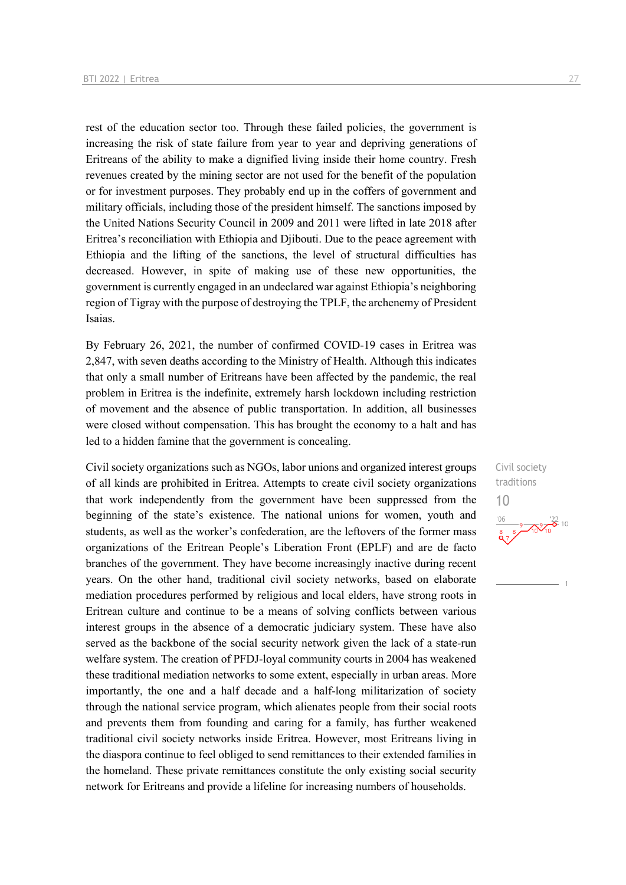rest of the education sector too. Through these failed policies, the government is increasing the risk of state failure from year to year and depriving generations of Eritreans of the ability to make a dignified living inside their home country. Fresh revenues created by the mining sector are not used for the benefit of the population or for investment purposes. They probably end up in the coffers of government and military officials, including those of the president himself. The sanctions imposed by the United Nations Security Council in 2009 and 2011 were lifted in late 2018 after Eritrea's reconciliation with Ethiopia and Djibouti. Due to the peace agreement with Ethiopia and the lifting of the sanctions, the level of structural difficulties has decreased. However, in spite of making use of these new opportunities, the government is currently engaged in an undeclared war against Ethiopia's neighboring region of Tigray with the purpose of destroying the TPLF, the archenemy of President Isaias.

By February 26, 2021, the number of confirmed COVID-19 cases in Eritrea was 2,847, with seven deaths according to the Ministry of Health. Although this indicates that only a small number of Eritreans have been affected by the pandemic, the real problem in Eritrea is the indefinite, extremely harsh lockdown including restriction of movement and the absence of public transportation. In addition, all businesses were closed without compensation. This has brought the economy to a halt and has led to a hidden famine that the government is concealing.

Civil society traditions

10

Civil society organizations such as NGOs, labor unions and organized interest groups of all kinds are prohibited in Eritrea. Attempts to create civil society organizations that work independently from the government have been suppressed from the beginning of the state's existence. The national unions for women, youth and students, as well as the worker's confederation, are the leftovers of the former mass organizations of the Eritrean People's Liberation Front (EPLF) and are de facto branches of the government. They have become increasingly inactive during recent years. On the other hand, traditional civil society networks, based on elaborate mediation procedures performed by religious and local elders, have strong roots in Eritrean culture and continue to be a means of solving conflicts between various interest groups in the absence of a democratic judiciary system. These have also served as the backbone of the social security network given the lack of a state-run welfare system. The creation of PFDJ-loyal community courts in 2004 has weakened these traditional mediation networks to some extent, especially in urban areas. More importantly, the one and a half decade and a half-long militarization of society through the national service program, which alienates people from their social roots and prevents them from founding and caring for a family, has further weakened traditional civil society networks inside Eritrea. However, most Eritreans living in the diaspora continue to feel obliged to send remittances to their extended families in the homeland. These private remittances constitute the only existing social security network for Eritreans and provide a lifeline for increasing numbers of households.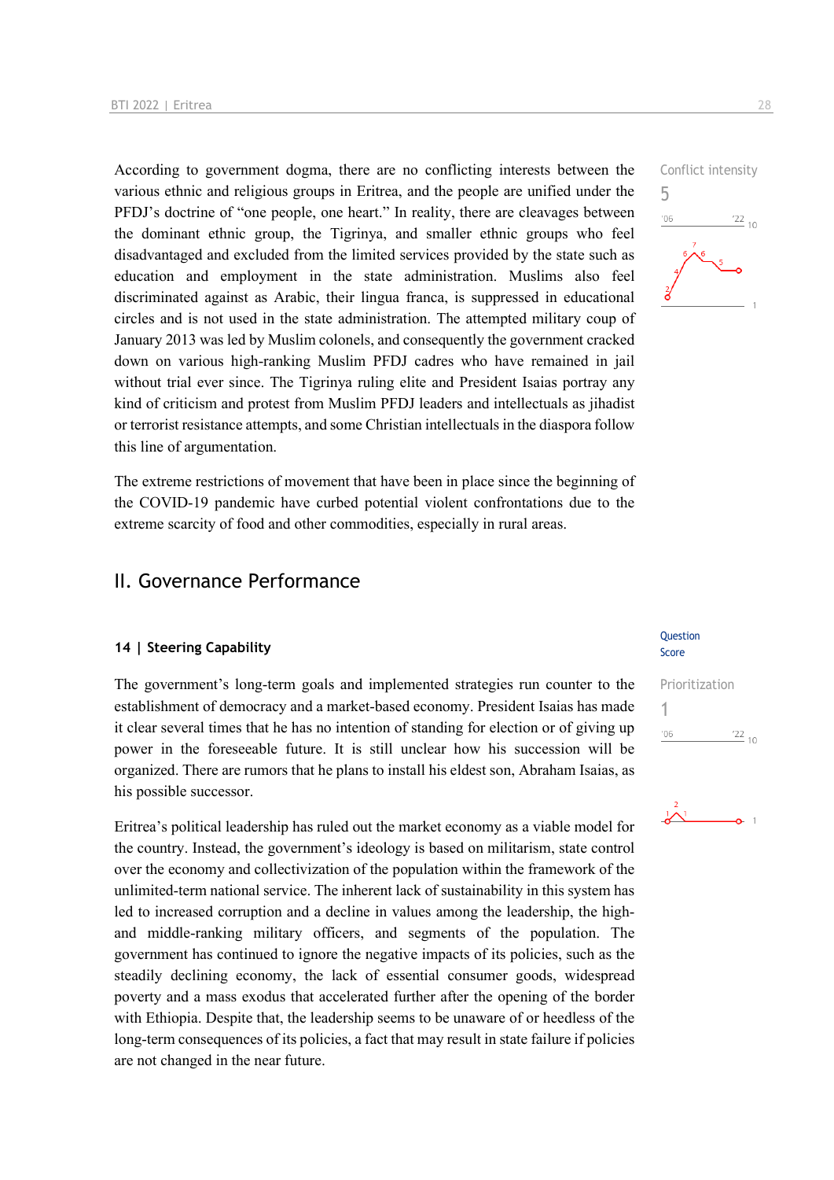According to government dogma, there are no conflicting interests between the various ethnic and religious groups in Eritrea, and the people are unified under the PFDJ's doctrine of "one people, one heart." In reality, there are cleavages between the dominant ethnic group, the Tigrinya, and smaller ethnic groups who feel disadvantaged and excluded from the limited services provided by the state such as education and employment in the state administration. Muslims also feel discriminated against as Arabic, their lingua franca, is suppressed in educational circles and is not used in the state administration. The attempted military coup of January 2013 was led by Muslim colonels, and consequently the government cracked down on various high-ranking Muslim PFDJ cadres who have remained in jail without trial ever since. The Tigrinya ruling elite and President Isaias portray any kind of criticism and protest from Muslim PFDJ leaders and intellectuals as jihadist or terrorist resistance attempts, and some Christian intellectuals in the diaspora follow this line of argumentation.

Conflict intensity
5

The extreme restrictions of movement that have been in place since the beginning of the COVID-19 pandemic have curbed potential violent confrontations due to the extreme scarcity of food and other commodities, especially in rural areas.

## II. Governance Performance

### 14 | Steering Capability

Question Score

The government's long-term goals and implemented strategies run counter to the establishment of democracy and a market-based economy. President Isaias has made it clear several times that he has no intention of standing for election or of giving up power in the foreseeable future. It is still unclear how his succession will be organized. There are rumors that he plans to install his eldest son, Abraham Isaias, as his possible successor.

Prioritization
1

Eritrea's political leadership has ruled out the market economy as a viable model for the country. Instead, the government's ideology is based on militarism, state control over the economy and collectivization of the population within the framework of the unlimited-term national service. The inherent lack of sustainability in this system has led to increased corruption and a decline in values among the leadership, the high- and middle-ranking military officers, and segments of the population. The government has continued to ignore the negative impacts of its policies, such as the steadily declining economy, the lack of essential consumer goods, widespread poverty and a mass exodus that accelerated further after the opening of the border with Ethiopia. Despite that, the leadership seems to be unaware of or heedless of the long-term consequences of its policies, a fact that may result in state failure if policies are not changed in the near future.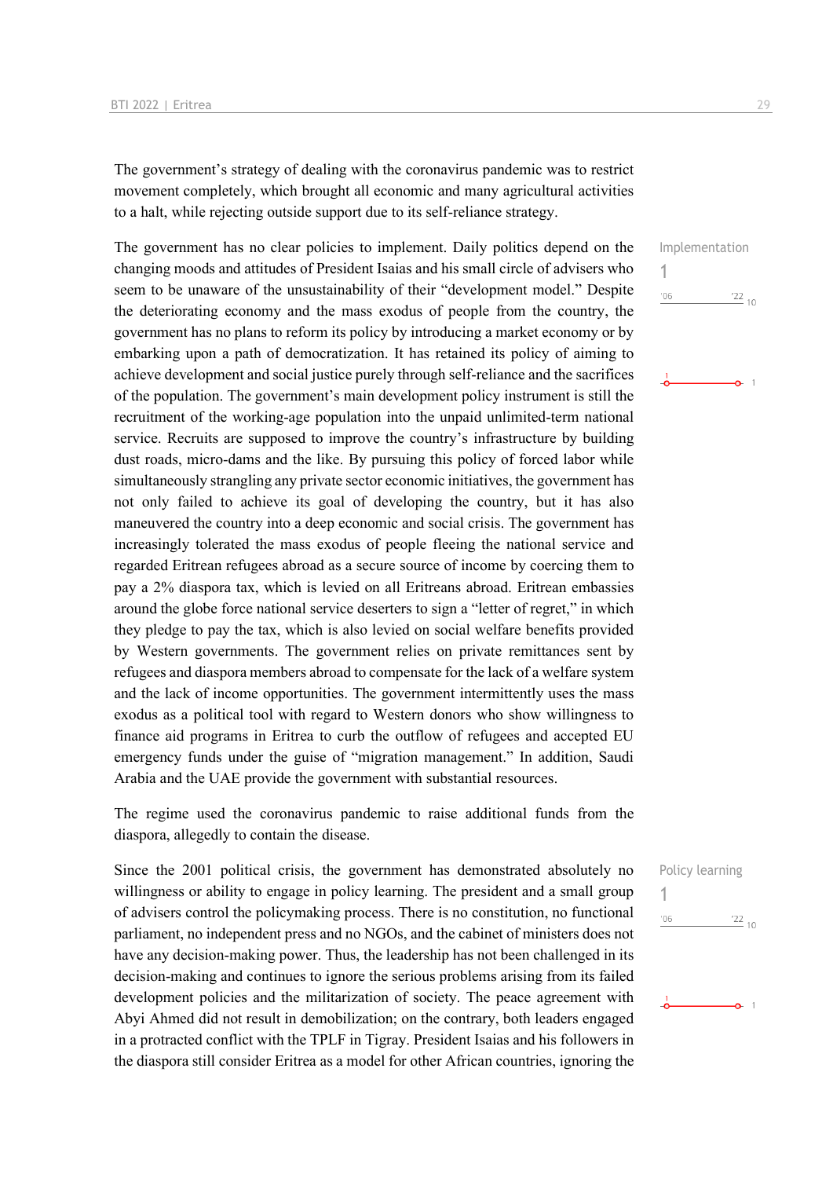The government's strategy of dealing with the coronavirus pandemic was to restrict movement completely, which brought all economic and many agricultural activities to a halt, while rejecting outside support due to its self-reliance strategy.

The government has no clear policies to implement. Daily politics depend on the changing moods and attitudes of President Isaias and his small circle of advisers who seem to be unaware of the unsustainability of their "development model." Despite the deteriorating economy and the mass exodus of people from the country, the government has no plans to reform its policy by introducing a market economy or by embarking upon a path of democratization. It has retained its policy of aiming to achieve development and social justice purely through self-reliance and the sacrifices of the population. The government's main development policy instrument is still the recruitment of the working-age population into the unpaid unlimited-term national service. Recruits are supposed to improve the country's infrastructure by building dust roads, micro-dams and the like. By pursuing this policy of forced labor while simultaneously strangling any private sector economic initiatives, the government has not only failed to achieve its goal of developing the country, but it has also maneuvered the country into a deep economic and social crisis. The government has increasingly tolerated the mass exodus of people fleeing the national service and regarded Eritrean refugees abroad as a secure source of income by coercing them to pay a 2% diaspora tax, which is levied on all Eritreans abroad. Eritrean embassies around the globe force national service deserters to sign a "letter of regret," in which they pledge to pay the tax, which is also levied on social welfare benefits provided by Western governments. The government relies on private remittances sent by refugees and diaspora members abroad to compensate for the lack of a welfare system and the lack of income opportunities. The government intermittently uses the mass exodus as a political tool with regard to Western donors who show willingness to finance aid programs in Eritrea to curb the outflow of refugees and accepted EU emergency funds under the guise of "migration management." In addition, Saudi Arabia and the UAE provide the government with substantial resources.

Implementation
1

The regime used the coronavirus pandemic to raise additional funds from the diaspora, allegedly to contain the disease.

Since the 2001 political crisis, the government has demonstrated absolutely no willingness or ability to engage in policy learning. The president and a small group of advisers control the policymaking process. There is no constitution, no functional parliament, no independent press and no NGOs, and the cabinet of ministers does not have any decision-making power. Thus, the leadership has not been challenged in its decision-making and continues to ignore the serious problems arising from its failed development policies and the militarization of society. The peace agreement with Abyi Ahmed did not result in demobilization; on the contrary, both leaders engaged in a protracted conflict with the TPLF in Tigray. President Isaias and his followers in the diaspora still consider Eritrea as a model for other African countries, ignoring the

Policy learning
1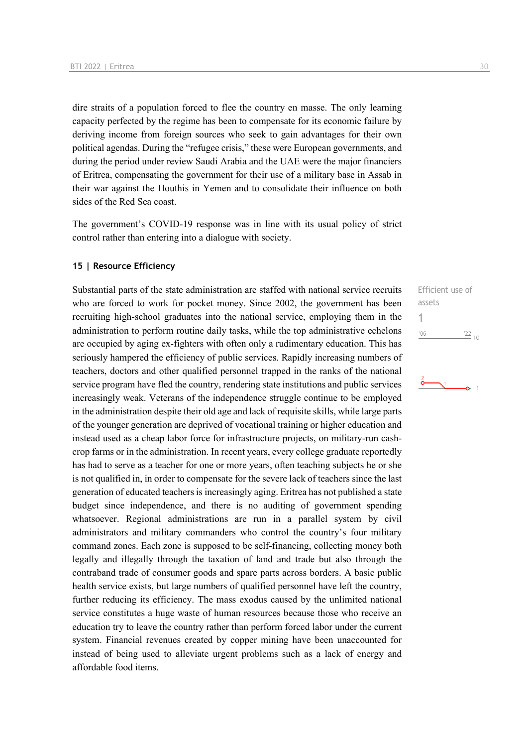dire straits of a population forced to flee the country en masse. The only learning capacity perfected by the regime has been to compensate for its economic failure by deriving income from foreign sources who seek to gain advantages for their own political agendas. During the "refugee crisis," these were European governments, and during the period under review Saudi Arabia and the UAE were the major financiers of Eritrea, compensating the government for their use of a military base in Assab in their war against the Houthis in Yemen and to consolidate their influence on both sides of the Red Sea coast.

The government's COVID-19 response was in line with its usual policy of strict control rather than entering into a dialogue with society.

### 15 | Resource Efficiency

Efficient use of assets

1

Substantial parts of the state administration are staffed with national service recruits who are forced to work for pocket money. Since 2002, the government has been recruiting high-school graduates into the national service, employing them in the administration to perform routine daily tasks, while the top administrative echelons are occupied by aging ex-fighters with often only a rudimentary education. This has seriously hampered the efficiency of public services. Rapidly increasing numbers of teachers, doctors and other qualified personnel trapped in the ranks of the national service program have fled the country, rendering state institutions and public services increasingly weak. Veterans of the independence struggle continue to be employed in the administration despite their old age and lack of requisite skills, while large parts of the younger generation are deprived of vocational training or higher education and instead used as a cheap labor force for infrastructure projects, on military-run cash-crop farms or in the administration. In recent years, every college graduate reportedly has had to serve as a teacher for one or more years, often teaching subjects he or she is not qualified in, in order to compensate for the severe lack of teachers since the last generation of educated teachers is increasingly aging. Eritrea has not published a state budget since independence, and there is no auditing of government spending whatsoever. Regional administrations are run in a parallel system by civil administrators and military commanders who control the country's four military command zones. Each zone is supposed to be self-financing, collecting money both legally and illegally through the taxation of land and trade but also through the contraband trade of consumer goods and spare parts across borders. A basic public health service exists, but large numbers of qualified personnel have left the country, further reducing its efficiency. The mass exodus caused by the unlimited national service constitutes a huge waste of human resources because those who receive an education try to leave the country rather than perform forced labor under the current system. Financial revenues created by copper mining have been unaccounted for instead of being used to alleviate urgent problems such as a lack of energy and affordable food items.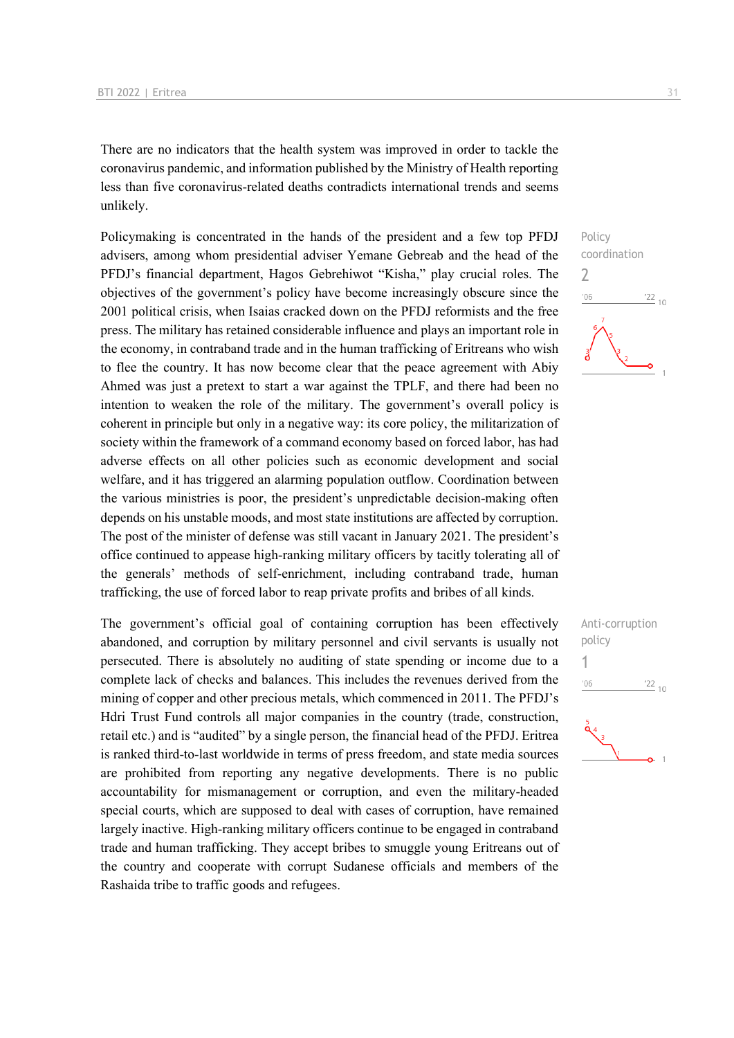There are no indicators that the health system was improved in order to tackle the coronavirus pandemic, and information published by the Ministry of Health reporting less than five coronavirus-related deaths contradicts international trends and seems unlikely.

Policy coordination
2

Policymaking is concentrated in the hands of the president and a few top PFDJ advisers, among whom presidential adviser Yemane Gebreab and the head of the PFDJ's financial department, Hagos Gebrehiwot "Kisha," play crucial roles. The objectives of the government's policy have become increasingly obscure since the 2001 political crisis, when Isaias cracked down on the PFDJ reformists and the free press. The military has retained considerable influence and plays an important role in the economy, in contraband trade and in the human trafficking of Eritreans who wish to flee the country. It has now become clear that the peace agreement with Abiy Ahmed was just a pretext to start a war against the TPLF, and there had been no intention to weaken the role of the military. The government's overall policy is coherent in principle but only in a negative way: its core policy, the militarization of society within the framework of a command economy based on forced labor, has had adverse effects on all other policies such as economic development and social welfare, and it has triggered an alarming population outflow. Coordination between the various ministries is poor, the president's unpredictable decision-making often depends on his unstable moods, and most state institutions are affected by corruption. The post of the minister of defense was still vacant in January 2021. The president's office continued to appease high-ranking military officers by tacitly tolerating all of the generals' methods of self-enrichment, including contraband trade, human trafficking, the use of forced labor to reap private profits and bribes of all kinds.

Anti-corruption policy
1

The government's official goal of containing corruption has been effectively abandoned, and corruption by military personnel and civil servants is usually not persecuted. There is absolutely no auditing of state spending or income due to a complete lack of checks and balances. This includes the revenues derived from the mining of copper and other precious metals, which commenced in 2011. The PFDJ's Hdri Trust Fund controls all major companies in the country (trade, construction, retail etc.) and is "audited" by a single person, the financial head of the PFDJ. Eritrea is ranked third-to-last worldwide in terms of press freedom, and state media sources are prohibited from reporting any negative developments. There is no public accountability for mismanagement or corruption, and even the military-headed special courts, which are supposed to deal with cases of corruption, have remained largely inactive. High-ranking military officers continue to be engaged in contraband trade and human trafficking. They accept bribes to smuggle young Eritreans out of the country and cooperate with corrupt Sudanese officials and members of the Rashaida tribe to traffic goods and refugees.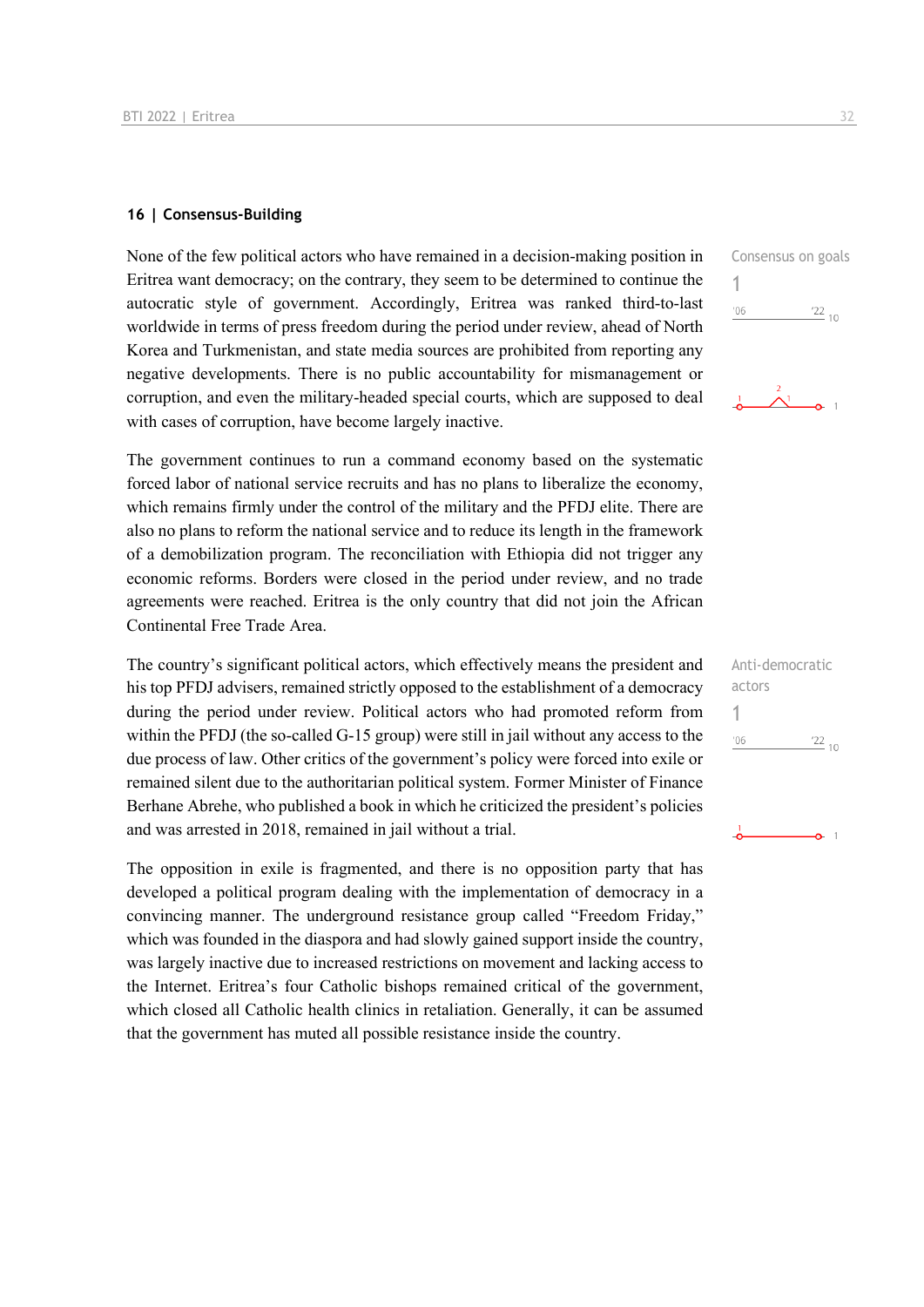## 16 | Consensus-Building

None of the few political actors who have remained in a decision-making position in Eritrea want democracy; on the contrary, they seem to be determined to continue the autocratic style of government. Accordingly, Eritrea was ranked third-to-last worldwide in terms of press freedom during the period under review, ahead of North Korea and Turkmenistan, and state media sources are prohibited from reporting any negative developments. There is no public accountability for mismanagement or corruption, and even the military-headed special courts, which are supposed to deal with cases of corruption, have become largely inactive.

Consensus on goals
1

The government continues to run a command economy based on the systematic forced labor of national service recruits and has no plans to liberalize the economy, which remains firmly under the control of the military and the PFDJ elite. There are also no plans to reform the national service and to reduce its length in the framework of a demobilization program. The reconciliation with Ethiopia did not trigger any economic reforms. Borders were closed in the period under review, and no trade agreements were reached. Eritrea is the only country that did not join the African Continental Free Trade Area.

The country's significant political actors, which effectively means the president and his top PFDJ advisers, remained strictly opposed to the establishment of a democracy during the period under review. Political actors who had promoted reform from within the PFDJ (the so-called G-15 group) were still in jail without any access to the due process of law. Other critics of the government's policy were forced into exile or remained silent due to the authoritarian political system. Former Minister of Finance Berhane Abrehe, who published a book in which he criticized the president's policies and was arrested in 2018, remained in jail without a trial.

Anti-democratic actors
1

The opposition in exile is fragmented, and there is no opposition party that has developed a political program dealing with the implementation of democracy in a convincing manner. The underground resistance group called "Freedom Friday," which was founded in the diaspora and had slowly gained support inside the country, was largely inactive due to increased restrictions on movement and lacking access to the Internet. Eritrea's four Catholic bishops remained critical of the government, which closed all Catholic health clinics in retaliation. Generally, it can be assumed that the government has muted all possible resistance inside the country.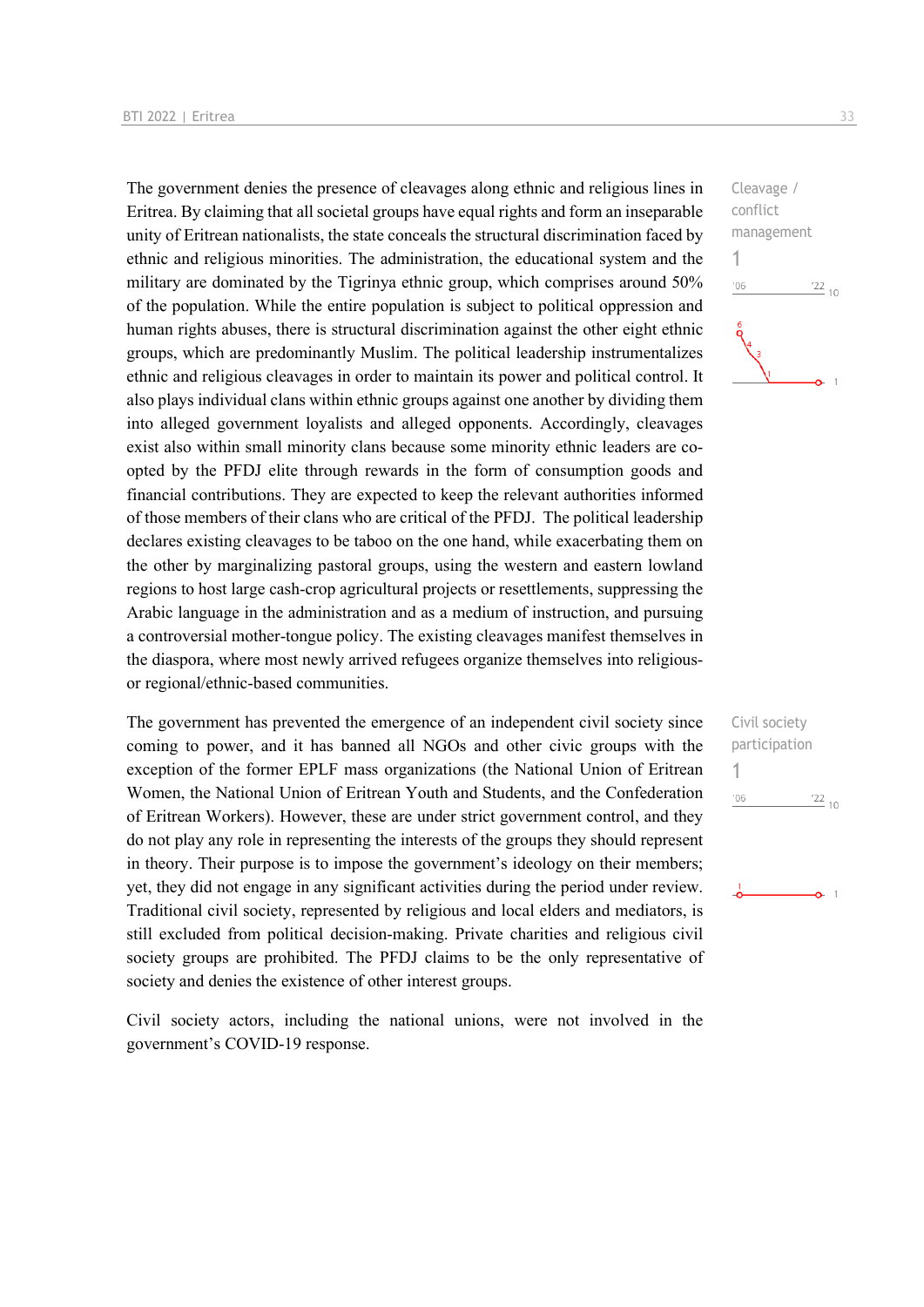The government denies the presence of cleavages along ethnic and religious lines in Eritrea. By claiming that all societal groups have equal rights and form an inseparable unity of Eritrean nationalists, the state conceals the structural discrimination faced by ethnic and religious minorities. The administration, the educational system and the military are dominated by the Tigrinya ethnic group, which comprises around 50% of the population. While the entire population is subject to political oppression and human rights abuses, there is structural discrimination against the other eight ethnic groups, which are predominantly Muslim. The political leadership instrumentalizes ethnic and religious cleavages in order to maintain its power and political control. It also plays individual clans within ethnic groups against one another by dividing them into alleged government loyalists and alleged opponents. Accordingly, cleavages exist also within small minority clans because some minority ethnic leaders are co-opted by the PFDJ elite through rewards in the form of consumption goods and financial contributions. They are expected to keep the relevant authorities informed of those members of their clans who are critical of the PFDJ. The political leadership declares existing cleavages to be taboo on the one hand, while exacerbating them on the other by marginalizing pastoral groups, using the western and eastern lowland regions to host large cash-crop agricultural projects or resettlements, suppressing the Arabic language in the administration and as a medium of instruction, and pursuing a controversial mother-tongue policy. The existing cleavages manifest themselves in the diaspora, where most newly arrived refugees organize themselves into religious- or regional/ethnic-based communities.

Cleavage / conflict management

1

The government has prevented the emergence of an independent civil society since coming to power, and it has banned all NGOs and other civic groups with the exception of the former EPLF mass organizations (the National Union of Eritrean Women, the National Union of Eritrean Youth and Students, and the Confederation of Eritrean Workers). However, these are under strict government control, and they do not play any role in representing the interests of the groups they should represent in theory. Their purpose is to impose the government's ideology on their members; yet, they did not engage in any significant activities during the period under review. Traditional civil society, represented by religious and local elders and mediators, is still excluded from political decision-making. Private charities and religious civil society groups are prohibited. The PFDJ claims to be the only representative of society and denies the existence of other interest groups.

Civil society participation

1

Civil society actors, including the national unions, were not involved in the government's COVID-19 response.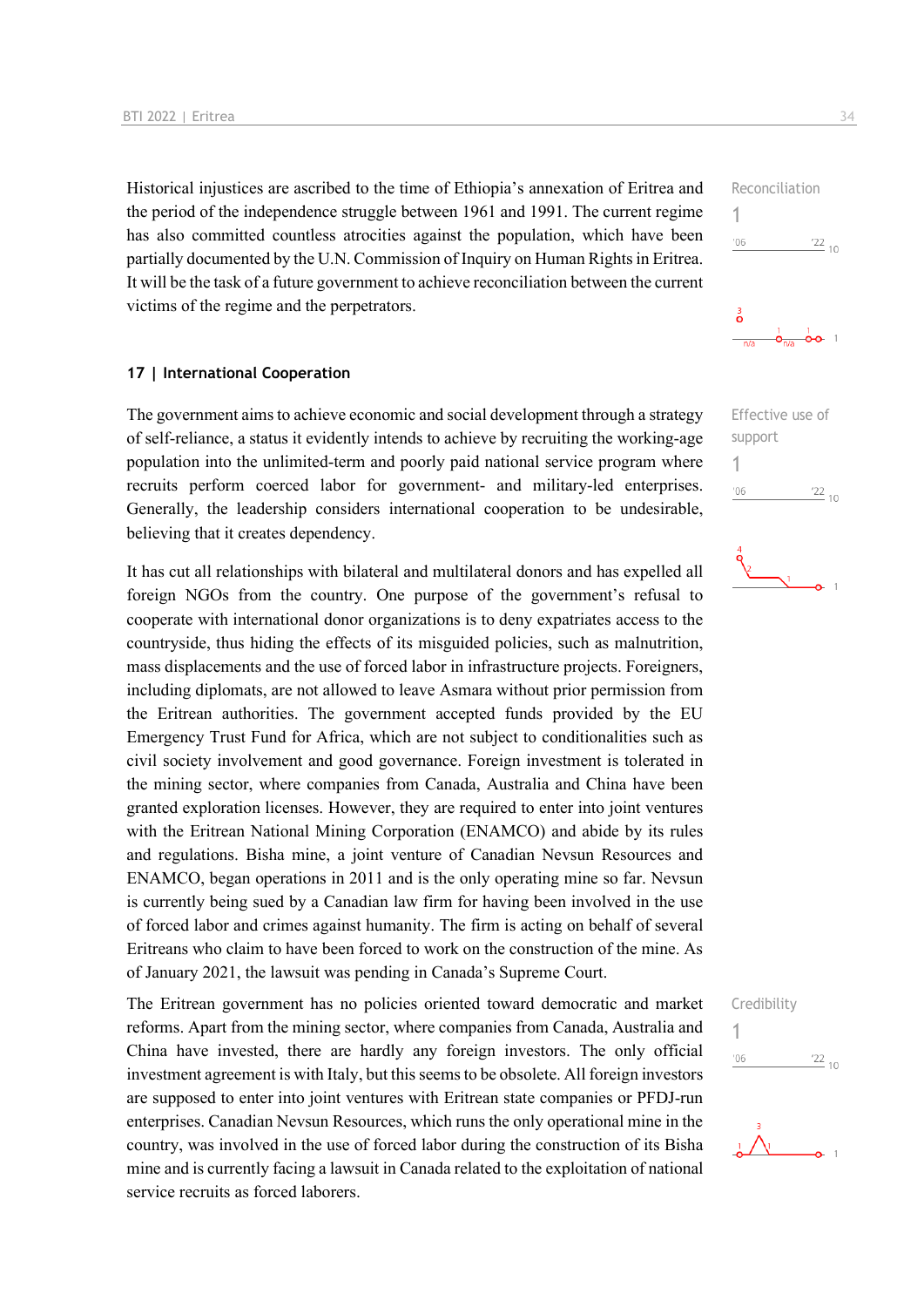Historical injustices are ascribed to the time of Ethiopia's annexation of Eritrea and the period of the independence struggle between 1961 and 1991. The current regime has also committed countless atrocities against the population, which have been partially documented by the U.N. Commission of Inquiry on Human Rights in Eritrea. It will be the task of a future government to achieve reconciliation between the current victims of the regime and the perpetrators.

Reconciliation
1

## 17 | International Cooperation

The government aims to achieve economic and social development through a strategy of self-reliance, a status it evidently intends to achieve by recruiting the working-age population into the unlimited-term and poorly paid national service program where recruits perform coerced labor for government- and military-led enterprises. Generally, the leadership considers international cooperation to be undesirable, believing that it creates dependency.

Effective use of support
1

It has cut all relationships with bilateral and multilateral donors and has expelled all foreign NGOs from the country. One purpose of the government's refusal to cooperate with international donor organizations is to deny expatriates access to the countryside, thus hiding the effects of its misguided policies, such as malnutrition, mass displacements and the use of forced labor in infrastructure projects. Foreigners, including diplomats, are not allowed to leave Asmara without prior permission from the Eritrean authorities. The government accepted funds provided by the EU Emergency Trust Fund for Africa, which are not subject to conditionalities such as civil society involvement and good governance. Foreign investment is tolerated in the mining sector, where companies from Canada, Australia and China have been granted exploration licenses. However, they are required to enter into joint ventures with the Eritrean National Mining Corporation (ENAMCO) and abide by its rules and regulations. Bisha mine, a joint venture of Canadian Nevsun Resources and ENAMCO, began operations in 2011 and is the only operating mine so far. Nevsun is currently being sued by a Canadian law firm for having been involved in the use of forced labor and crimes against humanity. The firm is acting on behalf of several Eritreans who claim to have been forced to work on the construction of the mine. As of January 2021, the lawsuit was pending in Canada's Supreme Court.

The Eritrean government has no policies oriented toward democratic and market reforms. Apart from the mining sector, where companies from Canada, Australia and China have invested, there are hardly any foreign investors. The only official investment agreement is with Italy, but this seems to be obsolete. All foreign investors are supposed to enter into joint ventures with Eritrean state companies or PFDJ-run enterprises. Canadian Nevsun Resources, which runs the only operational mine in the country, was involved in the use of forced labor during the construction of its Bisha mine and is currently facing a lawsuit in Canada related to the exploitation of national service recruits as forced laborers.

Credibility
1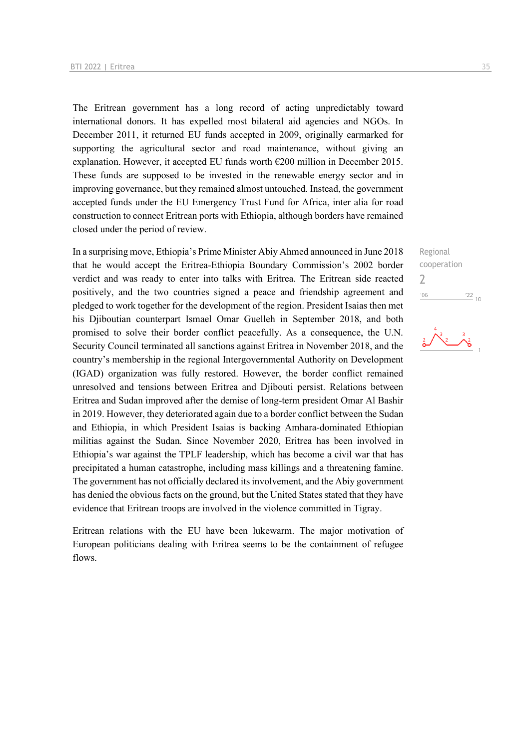The Eritrean government has a long record of acting unpredictably toward international donors. It has expelled most bilateral aid agencies and NGOs. In December 2011, it returned EU funds accepted in 2009, originally earmarked for supporting the agricultural sector and road maintenance, without giving an explanation. However, it accepted EU funds worth €200 million in December 2015. These funds are supposed to be invested in the renewable energy sector and in improving governance, but they remained almost untouched. Instead, the government accepted funds under the EU Emergency Trust Fund for Africa, inter alia for road construction to connect Eritrean ports with Ethiopia, although borders have remained closed under the period of review.

Regional cooperation
2

In a surprising move, Ethiopia's Prime Minister Abiy Ahmed announced in June 2018 that he would accept the Eritrea-Ethiopia Boundary Commission's 2002 border verdict and was ready to enter into talks with Eritrea. The Eritrean side reacted positively, and the two countries signed a peace and friendship agreement and pledged to work together for the development of the region. President Isaias then met his Djiboutian counterpart Ismael Omar Guelleh in September 2018, and both promised to solve their border conflict peacefully. As a consequence, the U.N. Security Council terminated all sanctions against Eritrea in November 2018, and the country's membership in the regional Intergovernmental Authority on Development (IGAD) organization was fully restored. However, the border conflict remained unresolved and tensions between Eritrea and Djibouti persist. Relations between Eritrea and Sudan improved after the demise of long-term president Omar Al Bashir in 2019. However, they deteriorated again due to a border conflict between the Sudan and Ethiopia, in which President Isaias is backing Amhara-dominated Ethiopian militias against the Sudan. Since November 2020, Eritrea has been involved in Ethiopia's war against the TPLF leadership, which has become a civil war that has precipitated a human catastrophe, including mass killings and a threatening famine. The government has not officially declared its involvement, and the Abiy government has denied the obvious facts on the ground, but the United States stated that they have evidence that Eritrean troops are involved in the violence committed in Tigray.

Eritrean relations with the EU have been lukewarm. The major motivation of European politicians dealing with Eritrea seems to be the containment of refugee flows.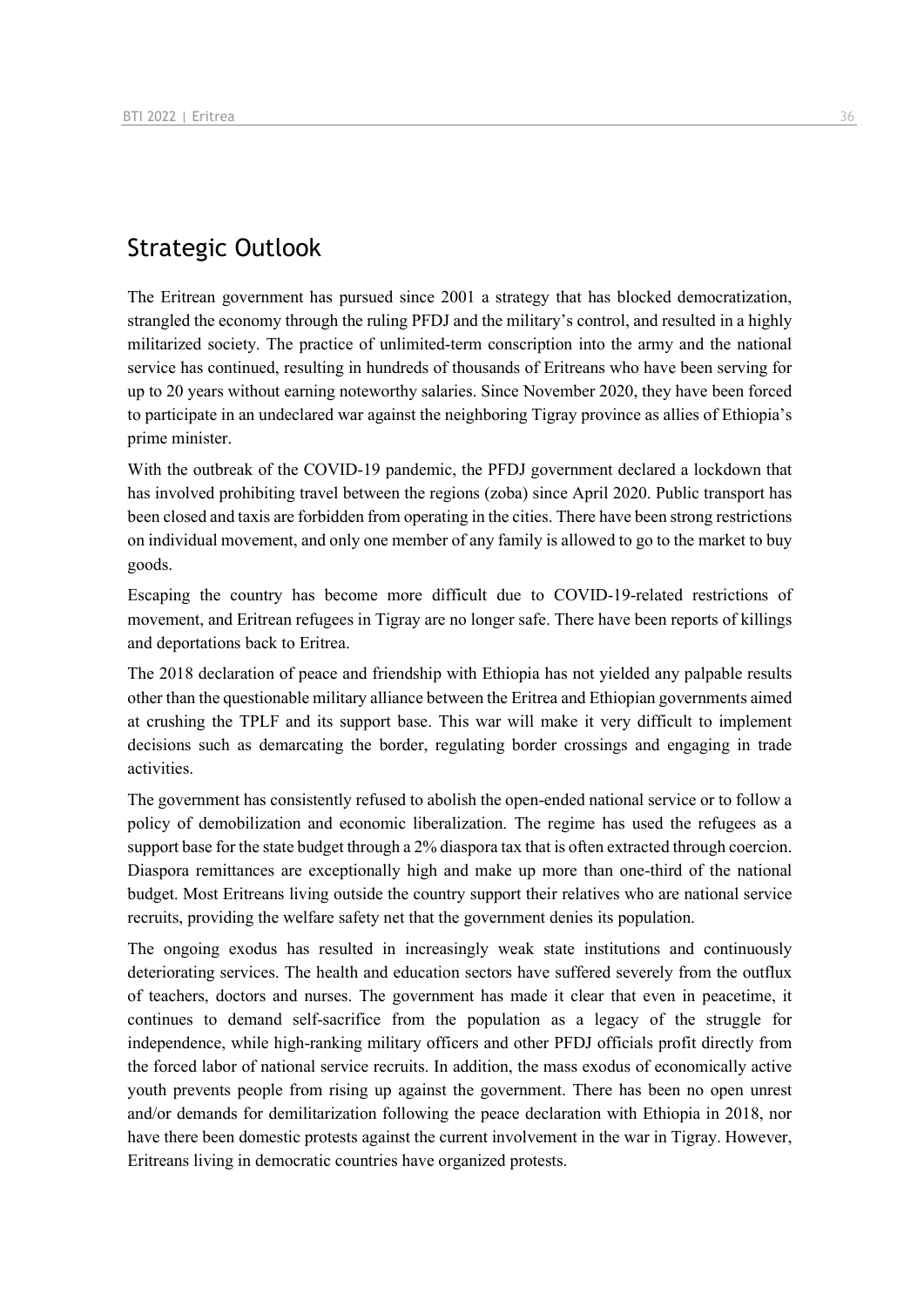## Strategic Outlook

The Eritrean government has pursued since 2001 a strategy that has blocked democratization, strangled the economy through the ruling PFDJ and the military's control, and resulted in a highly militarized society. The practice of unlimited-term conscription into the army and the national service has continued, resulting in hundreds of thousands of Eritreans who have been serving for up to 20 years without earning noteworthy salaries. Since November 2020, they have been forced to participate in an undeclared war against the neighboring Tigray province as allies of Ethiopia's prime minister.

With the outbreak of the COVID-19 pandemic, the PFDJ government declared a lockdown that has involved prohibiting travel between the regions (zoba) since April 2020. Public transport has been closed and taxis are forbidden from operating in the cities. There have been strong restrictions on individual movement, and only one member of any family is allowed to go to the market to buy goods.

Escaping the country has become more difficult due to COVID-19-related restrictions of movement, and Eritrean refugees in Tigray are no longer safe. There have been reports of killings and deportations back to Eritrea.

The 2018 declaration of peace and friendship with Ethiopia has not yielded any palpable results other than the questionable military alliance between the Eritrea and Ethiopian governments aimed at crushing the TPLF and its support base. This war will make it very difficult to implement decisions such as demarcating the border, regulating border crossings and engaging in trade activities.

The government has consistently refused to abolish the open-ended national service or to follow a policy of demobilization and economic liberalization. The regime has used the refugees as a support base for the state budget through a 2% diaspora tax that is often extracted through coercion. Diaspora remittances are exceptionally high and make up more than one-third of the national budget. Most Eritreans living outside the country support their relatives who are national service recruits, providing the welfare safety net that the government denies its population.

The ongoing exodus has resulted in increasingly weak state institutions and continuously deteriorating services. The health and education sectors have suffered severely from the outflux of teachers, doctors and nurses. The government has made it clear that even in peacetime, it continues to demand self-sacrifice from the population as a legacy of the struggle for independence, while high-ranking military officers and other PFDJ officials profit directly from the forced labor of national service recruits. In addition, the mass exodus of economically active youth prevents people from rising up against the government. There has been no open unrest and/or demands for demilitarization following the peace declaration with Ethiopia in 2018, nor have there been domestic protests against the current involvement in the war in Tigray. However, Eritreans living in democratic countries have organized protests.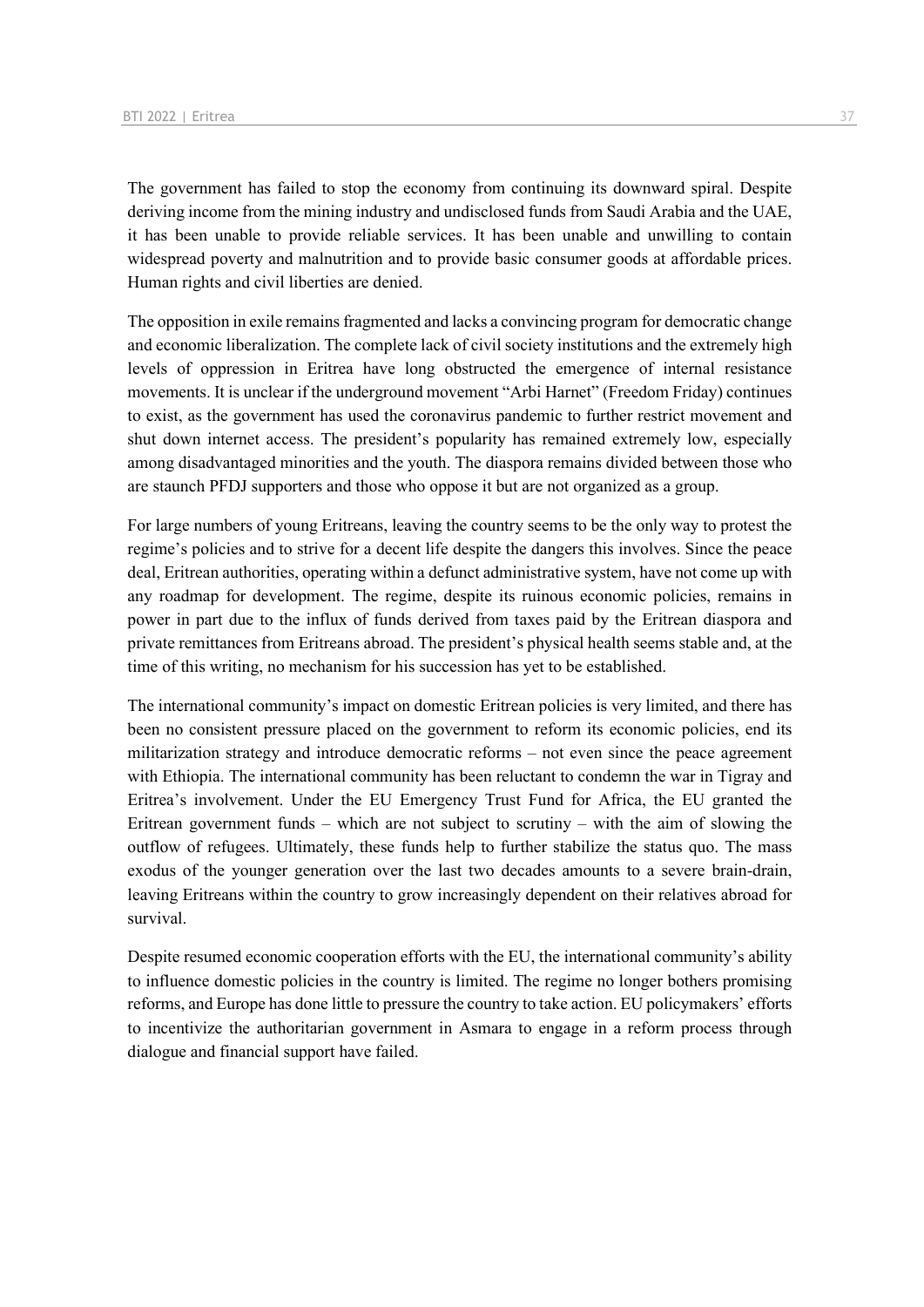The government has failed to stop the economy from continuing its downward spiral. Despite deriving income from the mining industry and undisclosed funds from Saudi Arabia and the UAE, it has been unable to provide reliable services. It has been unable and unwilling to contain widespread poverty and malnutrition and to provide basic consumer goods at affordable prices. Human rights and civil liberties are denied.

The opposition in exile remains fragmented and lacks a convincing program for democratic change and economic liberalization. The complete lack of civil society institutions and the extremely high levels of oppression in Eritrea have long obstructed the emergence of internal resistance movements. It is unclear if the underground movement "Arbi Harnet" (Freedom Friday) continues to exist, as the government has used the coronavirus pandemic to further restrict movement and shut down internet access. The president's popularity has remained extremely low, especially among disadvantaged minorities and the youth. The diaspora remains divided between those who are staunch PFDJ supporters and those who oppose it but are not organized as a group.

For large numbers of young Eritreans, leaving the country seems to be the only way to protest the regime's policies and to strive for a decent life despite the dangers this involves. Since the peace deal, Eritrean authorities, operating within a defunct administrative system, have not come up with any roadmap for development. The regime, despite its ruinous economic policies, remains in power in part due to the influx of funds derived from taxes paid by the Eritrean diaspora and private remittances from Eritreans abroad. The president's physical health seems stable and, at the time of this writing, no mechanism for his succession has yet to be established.

The international community's impact on domestic Eritrean policies is very limited, and there has been no consistent pressure placed on the government to reform its economic policies, end its militarization strategy and introduce democratic reforms – not even since the peace agreement with Ethiopia. The international community has been reluctant to condemn the war in Tigray and Eritrea's involvement. Under the EU Emergency Trust Fund for Africa, the EU granted the Eritrean government funds – which are not subject to scrutiny – with the aim of slowing the outflow of refugees. Ultimately, these funds help to further stabilize the status quo. The mass exodus of the younger generation over the last two decades amounts to a severe brain-drain, leaving Eritreans within the country to grow increasingly dependent on their relatives abroad for survival.

Despite resumed economic cooperation efforts with the EU, the international community's ability to influence domestic policies in the country is limited. The regime no longer bothers promising reforms, and Europe has done little to pressure the country to take action. EU policymakers' efforts to incentivize the authoritarian government in Asmara to engage in a reform process through dialogue and financial support have failed.